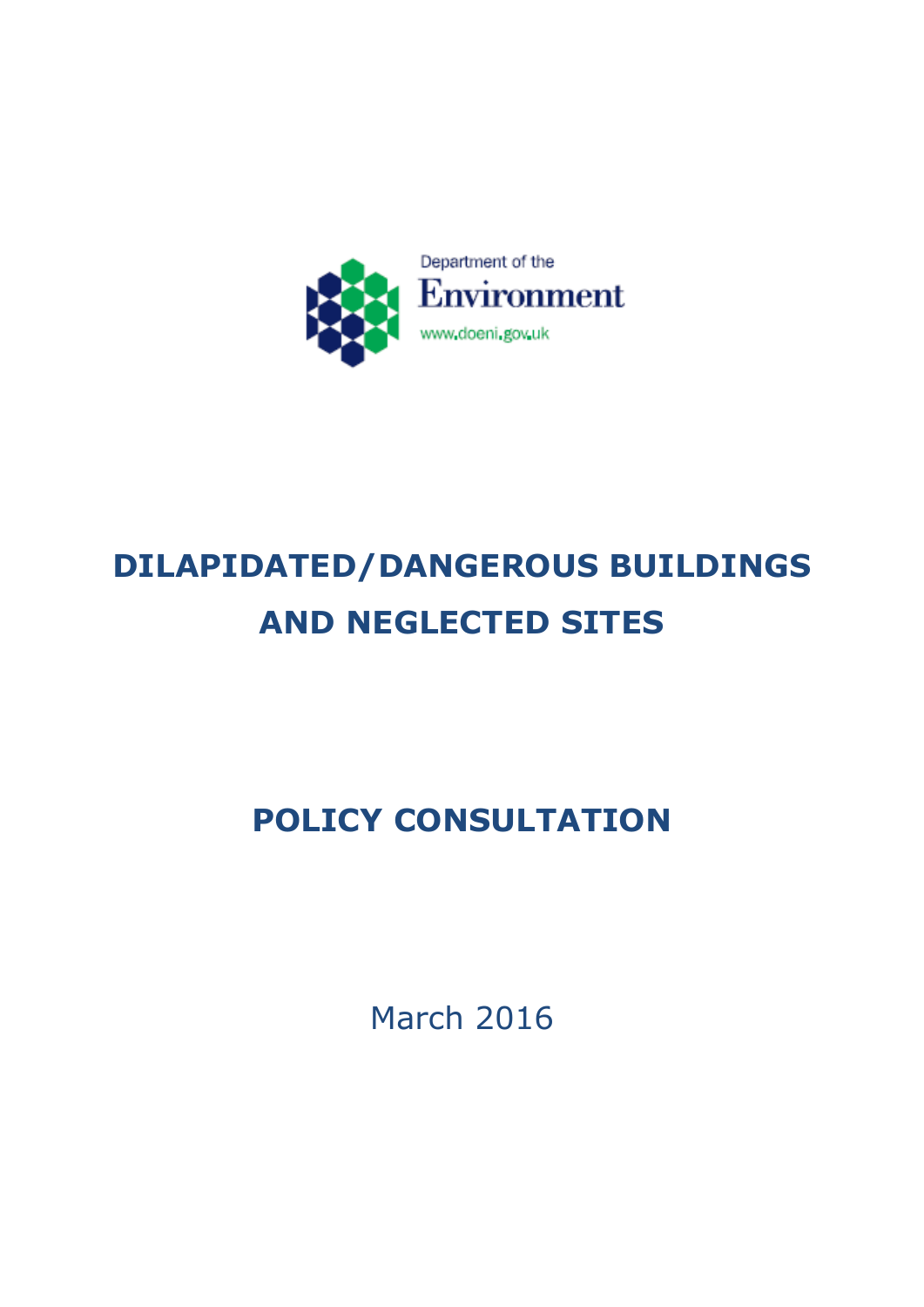Department of the

Environment

www.doeni.gov.uk

# DILAPIDATED/DANGEROUS BUILDINGS AND NEGLECTED SITES

## POLICY CONSULTATION

March 2016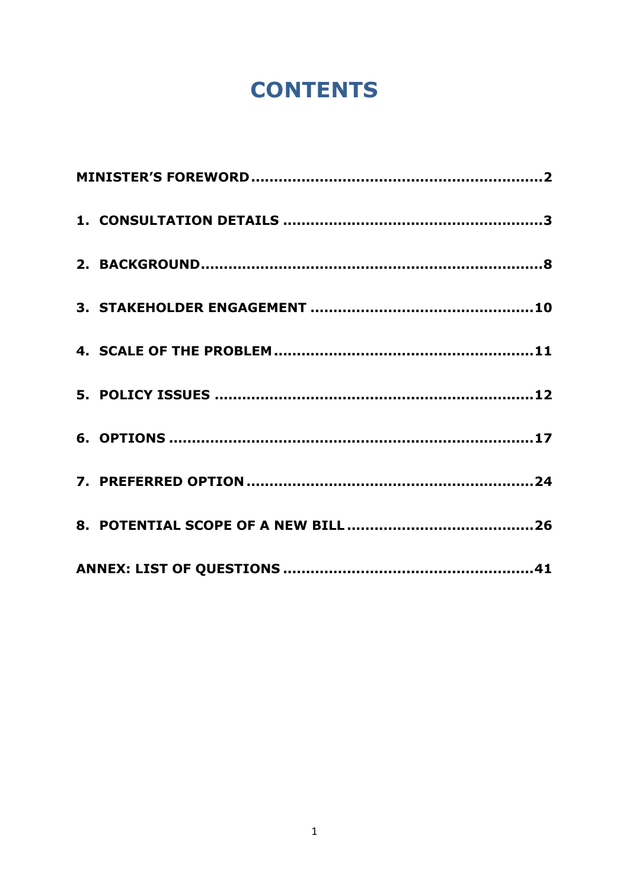# CONTENTS

**MINISTER'S FOREWORD.............................................................2**

**1. CONSULTATION DETAILS .......................................................3**

**2. BACKGROUND..........................................................................8**

**3. STAKEHOLDER ENGAGEMENT ................................................10**

**4. SCALE OF THE PROBLEM.......................................................11**

**5. POLICY ISSUES .....................................................................12**

**6. OPTIONS ...............................................................................17**

**7. PREFERRED OPTION..............................................................24**

**8. POTENTIAL SCOPE OF A NEW BILL........................................26**

**ANNEX: LIST OF QUESTIONS......................................................41**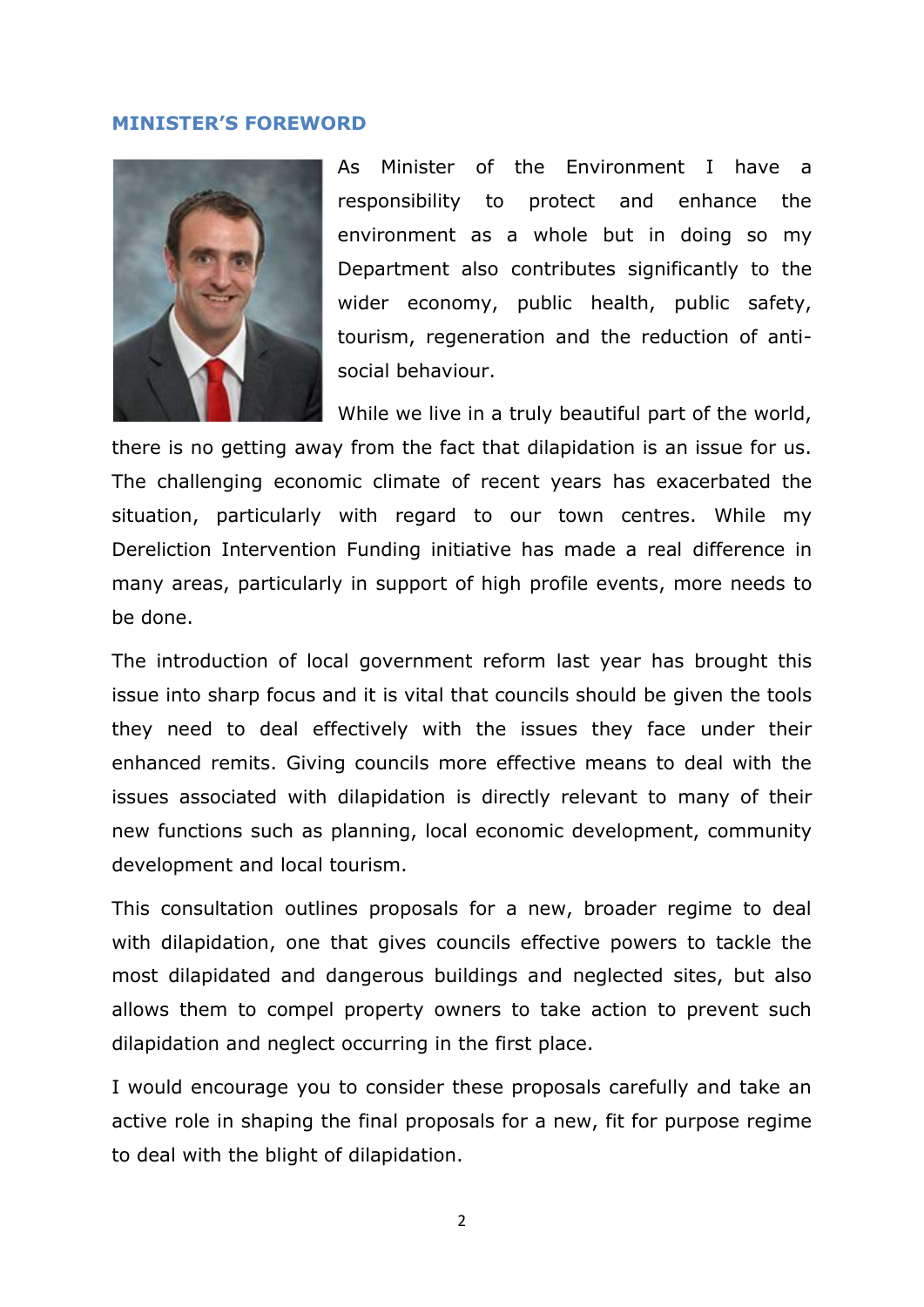## MINISTER'S FOREWORD

As Minister of the Environment I have a responsibility to protect and enhance the environment as a whole but in doing so my Department also contributes significantly to the wider economy, public health, public safety, tourism, regeneration and the reduction of anti-social behaviour.

While we live in a truly beautiful part of the world, there is no getting away from the fact that dilapidation is an issue for us. The challenging economic climate of recent years has exacerbated the situation, particularly with regard to our town centres. While my Dereliction Intervention Funding initiative has made a real difference in many areas, particularly in support of high profile events, more needs to be done.

The introduction of local government reform last year has brought this issue into sharp focus and it is vital that councils should be given the tools they need to deal effectively with the issues they face under their enhanced remits. Giving councils more effective means to deal with the issues associated with dilapidation is directly relevant to many of their new functions such as planning, local economic development, community development and local tourism.

This consultation outlines proposals for a new, broader regime to deal with dilapidation, one that gives councils effective powers to tackle the most dilapidated and dangerous buildings and neglected sites, but also allows them to compel property owners to take action to prevent such dilapidation and neglect occurring in the first place.

I would encourage you to consider these proposals carefully and take an active role in shaping the final proposals for a new, fit for purpose regime to deal with the blight of dilapidation.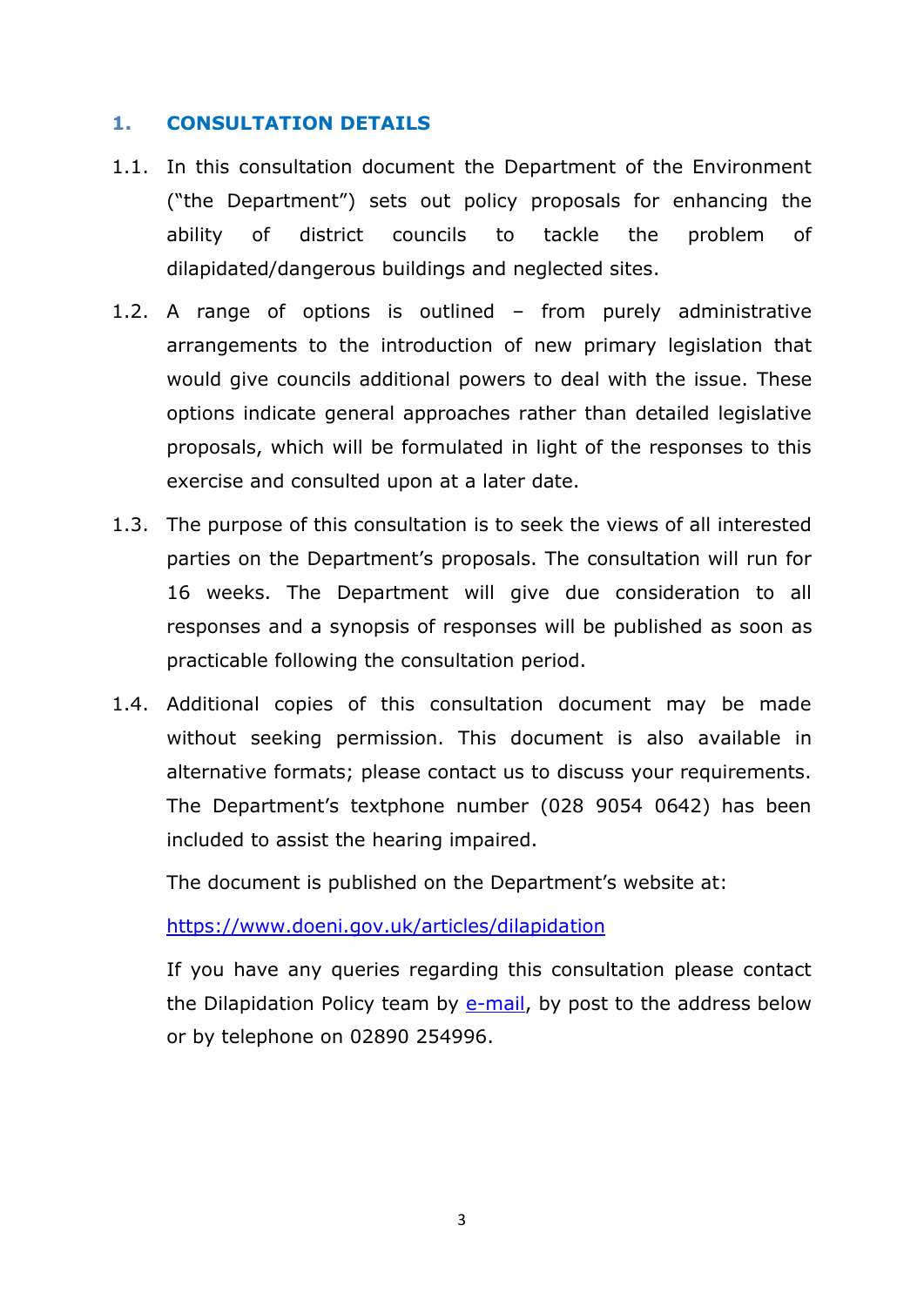## 1. CONSULTATION DETAILS

1.1. In this consultation document the Department of the Environment ("the Department") sets out policy proposals for enhancing the ability of district councils to tackle the problem of dilapidated/dangerous buildings and neglected sites.

1.2. A range of options is outlined – from purely administrative arrangements to the introduction of new primary legislation that would give councils additional powers to deal with the issue. These options indicate general approaches rather than detailed legislative proposals, which will be formulated in light of the responses to this exercise and consulted upon at a later date.

1.3. The purpose of this consultation is to seek the views of all interested parties on the Department's proposals. The consultation will run for 16 weeks. The Department will give due consideration to all responses and a synopsis of responses will be published as soon as practicable following the consultation period.

1.4. Additional copies of this consultation document may be made without seeking permission. This document is also available in alternative formats; please contact us to discuss your requirements. The Department's textphone number (028 9054 0642) has been included to assist the hearing impaired.

The document is published on the Department's website at:

https://www.doeni.gov.uk/articles/dilapidation

If you have any queries regarding this consultation please contact the Dilapidation Policy team by e-mail, by post to the address below or by telephone on 02890 254996.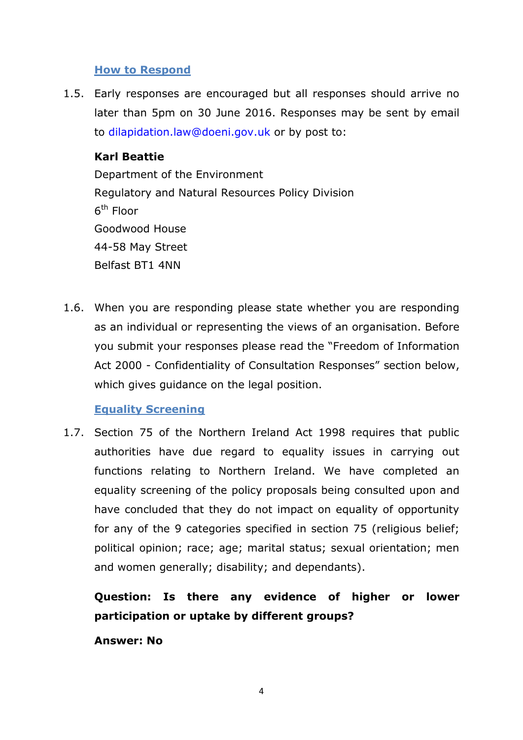### How to Respond

1.5. Early responses are encouraged but all responses should arrive no later than 5pm on 30 June 2016. Responses may be sent by email to dilapidation.law@doeni.gov.uk or by post to:

**Karl Beattie**
Department of the Environment
Regulatory and Natural Resources Policy Division
6th Floor
Goodwood House
44-58 May Street
Belfast BT1 4NN

1.6. When you are responding please state whether you are responding as an individual or representing the views of an organisation. Before you submit your responses please read the "Freedom of Information Act 2000 - Confidentiality of Consultation Responses" section below, which gives guidance on the legal position.

### Equality Screening

1.7. Section 75 of the Northern Ireland Act 1998 requires that public authorities have due regard to equality issues in carrying out functions relating to Northern Ireland. We have completed an equality screening of the policy proposals being consulted upon and have concluded that they do not impact on equality of opportunity for any of the 9 categories specified in section 75 (religious belief; political opinion; race; age; marital status; sexual orientation; men and women generally; disability; and dependants).

**Question: Is there any evidence of higher or lower participation or uptake by different groups?**

**Answer: No**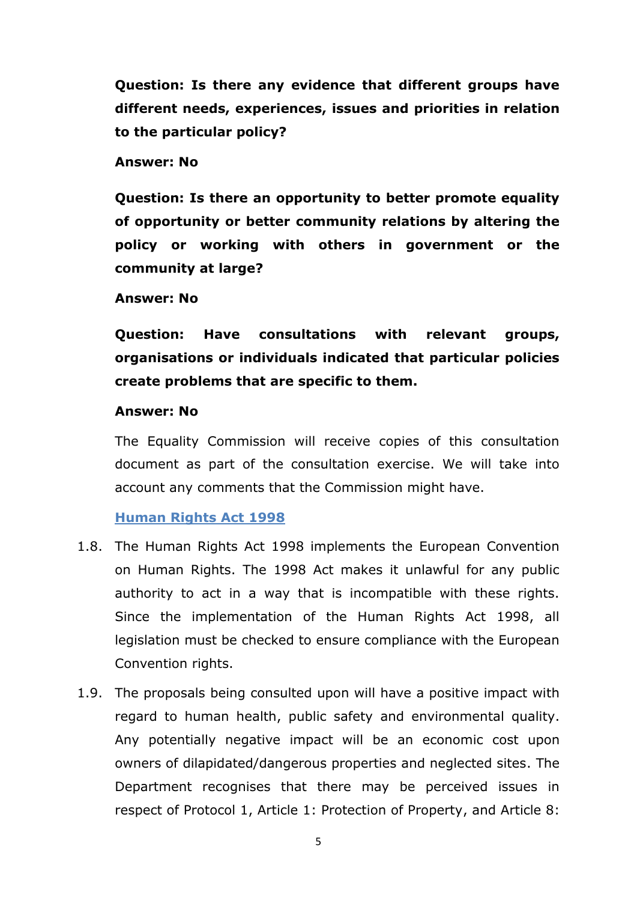**Question: Is there any evidence that different groups have different needs, experiences, issues and priorities in relation to the particular policy?**

**Answer: No**

**Question: Is there an opportunity to better promote equality of opportunity or better community relations by altering the policy or working with others in government or the community at large?**

**Answer: No**

**Question: Have consultations with relevant groups, organisations or individuals indicated that particular policies create problems that are specific to them.**

**Answer: No**

The Equality Commission will receive copies of this consultation document as part of the consultation exercise. We will take into account any comments that the Commission might have.

### Human Rights Act 1998

1.8. The Human Rights Act 1998 implements the European Convention on Human Rights. The 1998 Act makes it unlawful for any public authority to act in a way that is incompatible with these rights. Since the implementation of the Human Rights Act 1998, all legislation must be checked to ensure compliance with the European Convention rights.

1.9. The proposals being consulted upon will have a positive impact with regard to human health, public safety and environmental quality. Any potentially negative impact will be an economic cost upon owners of dilapidated/dangerous properties and neglected sites. The Department recognises that there may be perceived issues in respect of Protocol 1, Article 1: Protection of Property, and Article 8: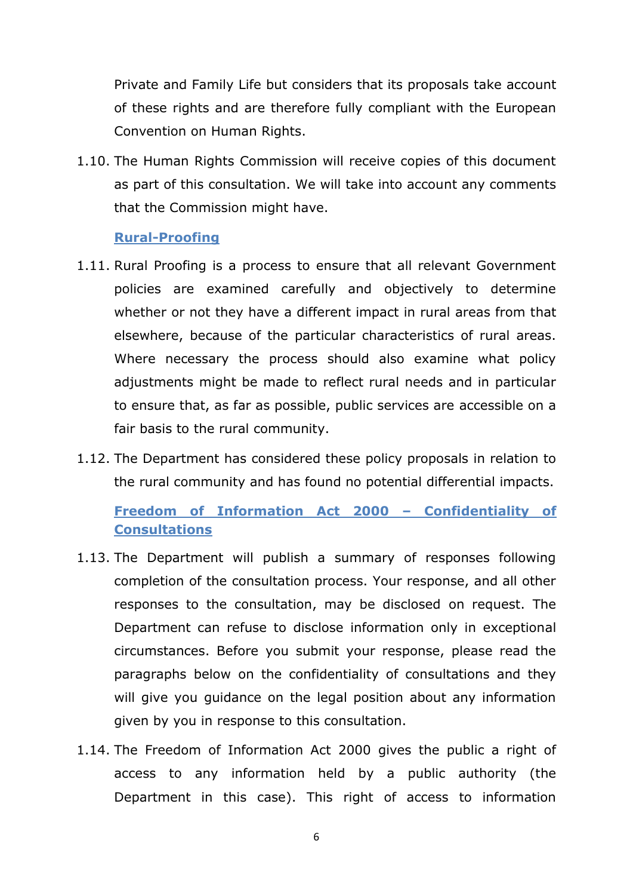Private and Family Life but considers that its proposals take account of these rights and are therefore fully compliant with the European Convention on Human Rights.

1.10. The Human Rights Commission will receive copies of this document as part of this consultation. We will take into account any comments that the Commission might have.

**Rural-Proofing**

1.11. Rural Proofing is a process to ensure that all relevant Government policies are examined carefully and objectively to determine whether or not they have a different impact in rural areas from that elsewhere, because of the particular characteristics of rural areas. Where necessary the process should also examine what policy adjustments might be made to reflect rural needs and in particular to ensure that, as far as possible, public services are accessible on a fair basis to the rural community.

1.12. The Department has considered these policy proposals in relation to the rural community and has found no potential differential impacts.

**Freedom of Information Act 2000 – Confidentiality of Consultations**

1.13. The Department will publish a summary of responses following completion of the consultation process. Your response, and all other responses to the consultation, may be disclosed on request. The Department can refuse to disclose information only in exceptional circumstances. Before you submit your response, please read the paragraphs below on the confidentiality of consultations and they will give you guidance on the legal position about any information given by you in response to this consultation.

1.14. The Freedom of Information Act 2000 gives the public a right of access to any information held by a public authority (the Department in this case). This right of access to information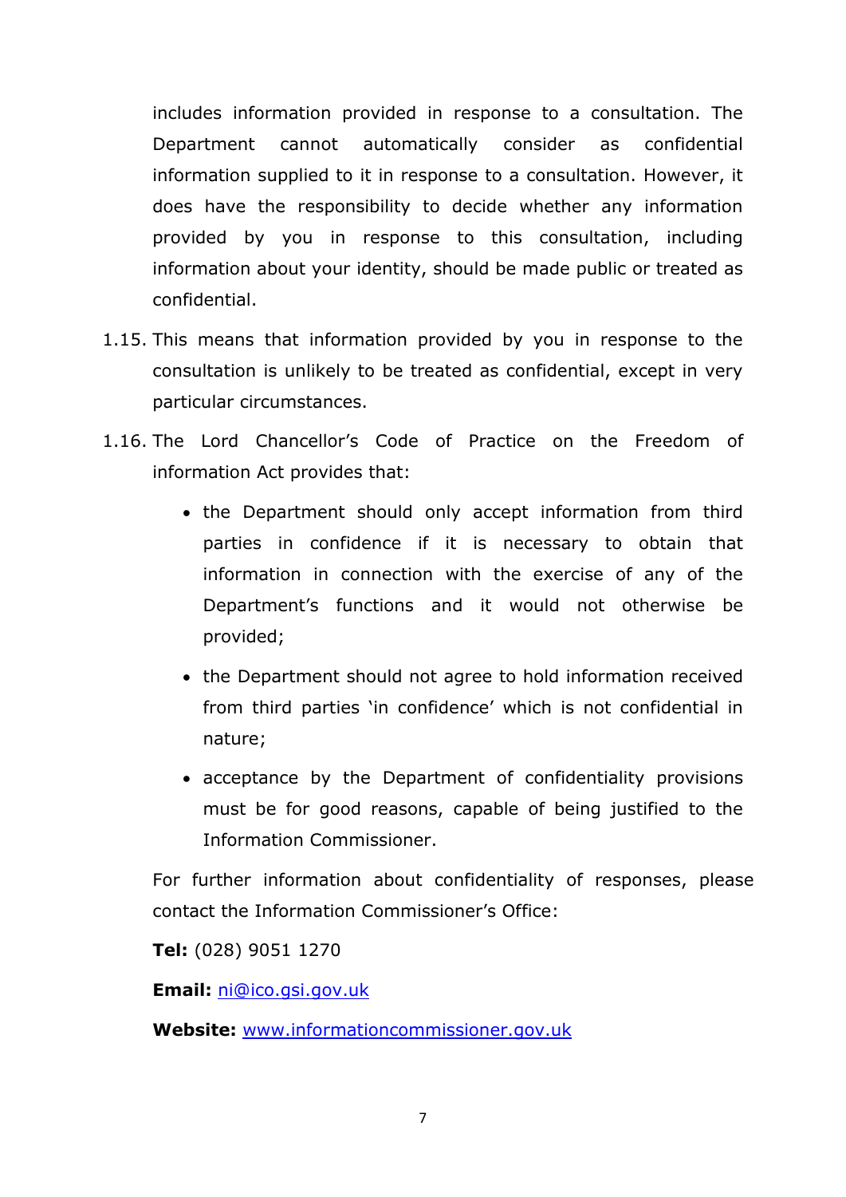includes information provided in response to a consultation. The Department cannot automatically consider as confidential information supplied to it in response to a consultation. However, it does have the responsibility to decide whether any information provided by you in response to this consultation, including information about your identity, should be made public or treated as confidential.

1.15. This means that information provided by you in response to the consultation is unlikely to be treated as confidential, except in very particular circumstances.

1.16. The Lord Chancellor's Code of Practice on the Freedom of information Act provides that:

- the Department should only accept information from third parties in confidence if it is necessary to obtain that information in connection with the exercise of any of the Department's functions and it would not otherwise be provided;
- the Department should not agree to hold information received from third parties 'in confidence' which is not confidential in nature;
- acceptance by the Department of confidentiality provisions must be for good reasons, capable of being justified to the Information Commissioner.

For further information about confidentiality of responses, please contact the Information Commissioner's Office:

**Tel:** (028) 9051 1270

**Email:** ni@ico.gsi.gov.uk

**Website:** www.informationcommissioner.gov.uk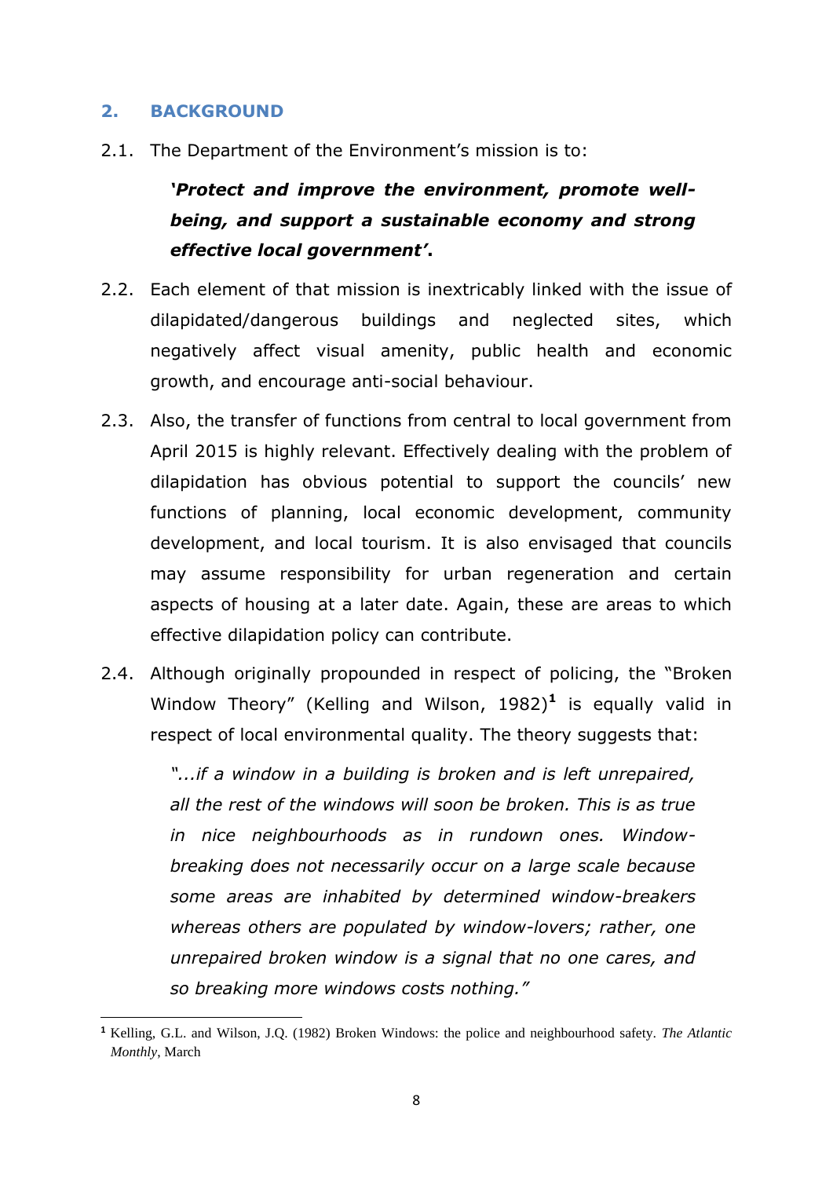## 2. BACKGROUND

2.1. The Department of the Environment's mission is to:

> ***'Protect and improve the environment, promote well-being, and support a sustainable economy and strong effective local government'*.**

2.2. Each element of that mission is inextricably linked with the issue of dilapidated/dangerous buildings and neglected sites, which negatively affect visual amenity, public health and economic growth, and encourage anti-social behaviour.

2.3. Also, the transfer of functions from central to local government from April 2015 is highly relevant. Effectively dealing with the problem of dilapidation has obvious potential to support the councils' new functions of planning, local economic development, community development, and local tourism. It is also envisaged that councils may assume responsibility for urban regeneration and certain aspects of housing at a later date. Again, these are areas to which effective dilapidation policy can contribute.

2.4. Although originally propounded in respect of policing, the "Broken Window Theory" (Kelling and Wilson, 1982)[1] is equally valid in respect of local environmental quality. The theory suggests that:

> *"...if a window in a building is broken and is left unrepaired, all the rest of the windows will soon be broken. This is as true in nice neighbourhoods as in rundown ones. Window-breaking does not necessarily occur on a large scale because some areas are inhabited by determined window-breakers whereas others are populated by window-lovers; rather, one unrepaired broken window is a signal that no one cares, and so breaking more windows costs nothing."*

---

[1] Kelling, G.L. and Wilson, J.Q. (1982) Broken Windows: the police and neighbourhood safety. *The Atlantic Monthly*, March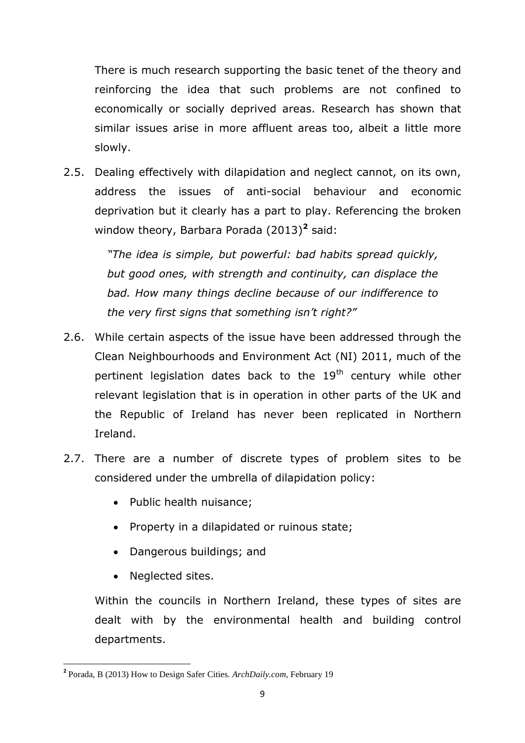There is much research supporting the basic tenet of the theory and reinforcing the idea that such problems are not confined to economically or socially deprived areas. Research has shown that similar issues arise in more affluent areas too, albeit a little more slowly.

2.5. Dealing effectively with dilapidation and neglect cannot, on its own, address the issues of anti-social behaviour and economic deprivation but it clearly has a part to play. Referencing the broken window theory, Barbara Porada (2013)[2] said:

> *"The idea is simple, but powerful: bad habits spread quickly, but good ones, with strength and continuity, can displace the bad. How many things decline because of our indifference to the very first signs that something isn't right?"*

2.6. While certain aspects of the issue have been addressed through the Clean Neighbourhoods and Environment Act (NI) 2011, much of the pertinent legislation dates back to the 19th century while other relevant legislation that is in operation in other parts of the UK and the Republic of Ireland has never been replicated in Northern Ireland.

2.7. There are a number of discrete types of problem sites to be considered under the umbrella of dilapidation policy:

- Public health nuisance;
- Property in a dilapidated or ruinous state;
- Dangerous buildings; and
- Neglected sites.

Within the councils in Northern Ireland, these types of sites are dealt with by the environmental health and building control departments.

---

[2] Porada, B (2013) How to Design Safer Cities. *ArchDaily.com*, February 19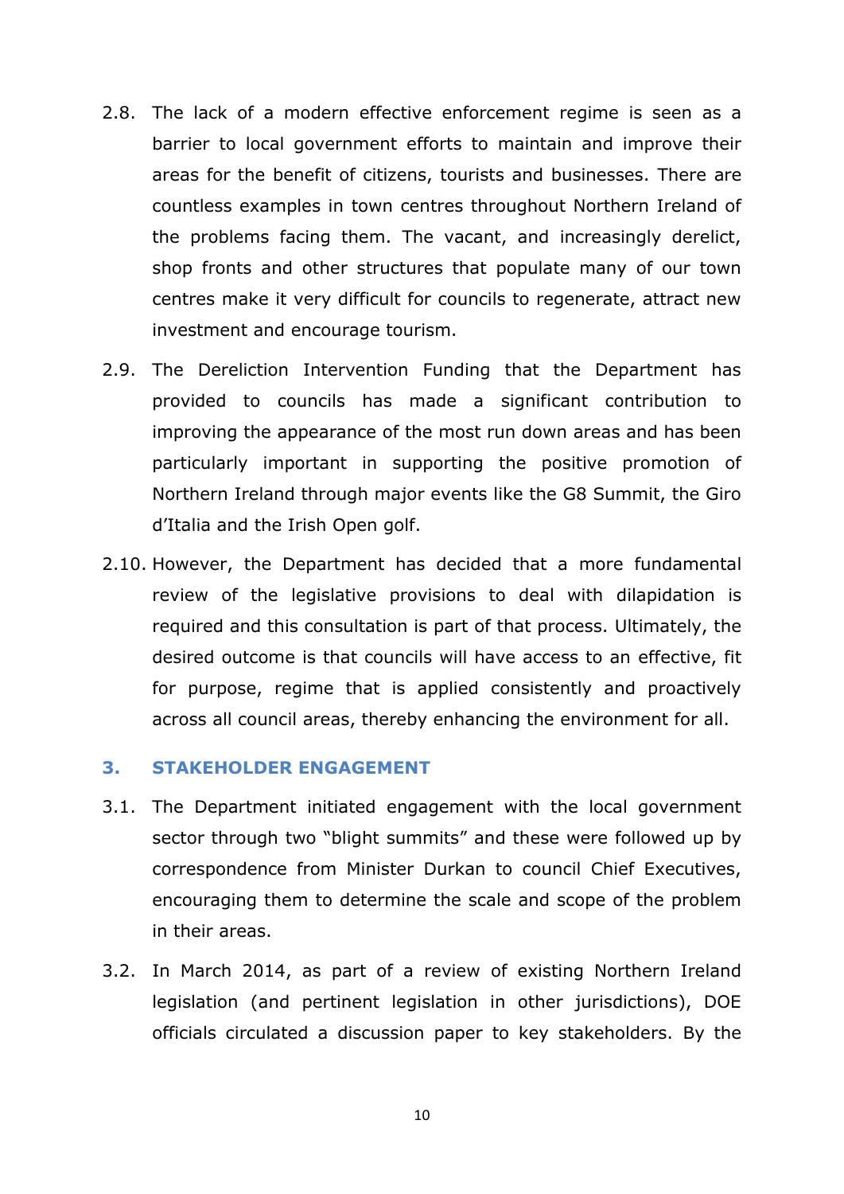2.8. The lack of a modern effective enforcement regime is seen as a barrier to local government efforts to maintain and improve their areas for the benefit of citizens, tourists and businesses. There are countless examples in town centres throughout Northern Ireland of the problems facing them. The vacant, and increasingly derelict, shop fronts and other structures that populate many of our town centres make it very difficult for councils to regenerate, attract new investment and encourage tourism.

2.9. The Dereliction Intervention Funding that the Department has provided to councils has made a significant contribution to improving the appearance of the most run down areas and has been particularly important in supporting the positive promotion of Northern Ireland through major events like the G8 Summit, the Giro d'Italia and the Irish Open golf.

2.10. However, the Department has decided that a more fundamental review of the legislative provisions to deal with dilapidation is required and this consultation is part of that process. Ultimately, the desired outcome is that councils will have access to an effective, fit for purpose, regime that is applied consistently and proactively across all council areas, thereby enhancing the environment for all.

## 3. STAKEHOLDER ENGAGEMENT

3.1. The Department initiated engagement with the local government sector through two "blight summits" and these were followed up by correspondence from Minister Durkan to council Chief Executives, encouraging them to determine the scale and scope of the problem in their areas.

3.2. In March 2014, as part of a review of existing Northern Ireland legislation (and pertinent legislation in other jurisdictions), DOE officials circulated a discussion paper to key stakeholders. By the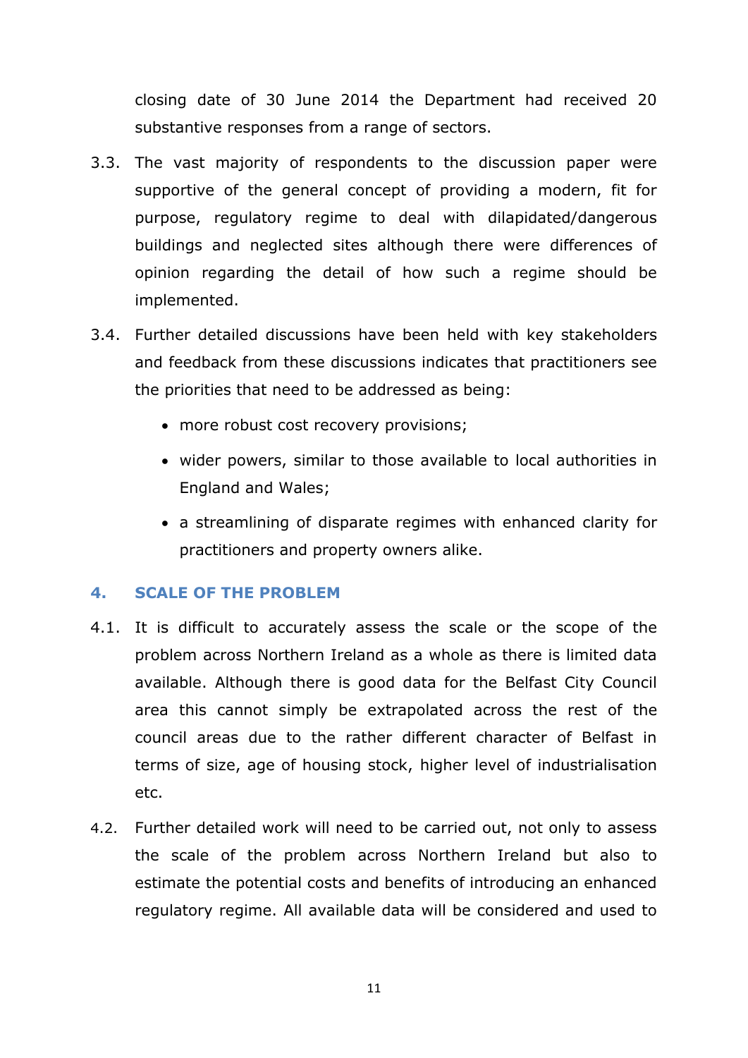closing date of 30 June 2014 the Department had received 20 substantive responses from a range of sectors.

3.3. The vast majority of respondents to the discussion paper were supportive of the general concept of providing a modern, fit for purpose, regulatory regime to deal with dilapidated/dangerous buildings and neglected sites although there were differences of opinion regarding the detail of how such a regime should be implemented.

3.4. Further detailed discussions have been held with key stakeholders and feedback from these discussions indicates that practitioners see the priorities that need to be addressed as being:

- more robust cost recovery provisions;
- wider powers, similar to those available to local authorities in England and Wales;
- a streamlining of disparate regimes with enhanced clarity for practitioners and property owners alike.

## 4. SCALE OF THE PROBLEM

4.1. It is difficult to accurately assess the scale or the scope of the problem across Northern Ireland as a whole as there is limited data available. Although there is good data for the Belfast City Council area this cannot simply be extrapolated across the rest of the council areas due to the rather different character of Belfast in terms of size, age of housing stock, higher level of industrialisation etc.

4.2. Further detailed work will need to be carried out, not only to assess the scale of the problem across Northern Ireland but also to estimate the potential costs and benefits of introducing an enhanced regulatory regime. All available data will be considered and used to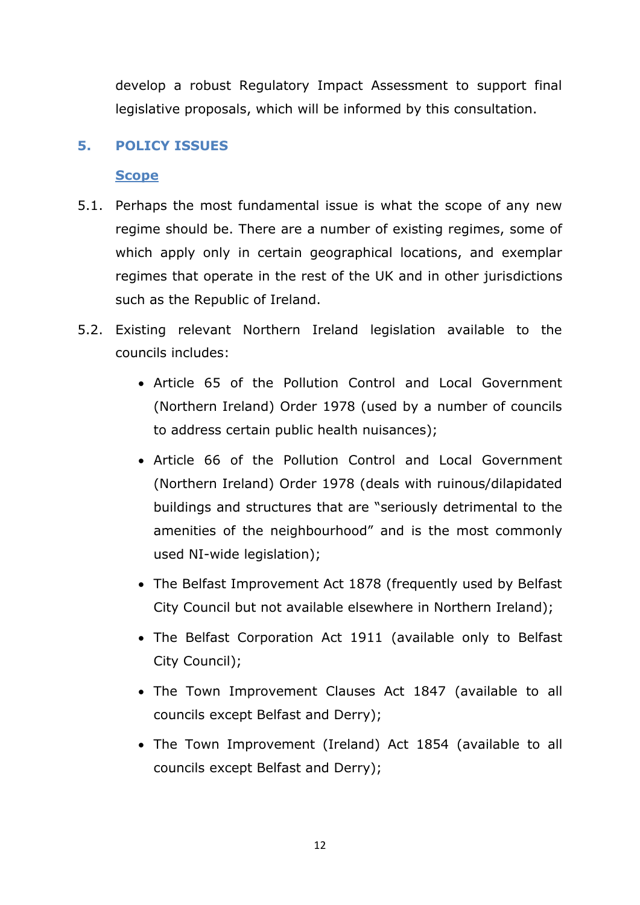develop a robust Regulatory Impact Assessment to support final legislative proposals, which will be informed by this consultation.

## 5. POLICY ISSUES

### Scope

5.1. Perhaps the most fundamental issue is what the scope of any new regime should be. There are a number of existing regimes, some of which apply only in certain geographical locations, and exemplar regimes that operate in the rest of the UK and in other jurisdictions such as the Republic of Ireland.

5.2. Existing relevant Northern Ireland legislation available to the councils includes:

- Article 65 of the Pollution Control and Local Government (Northern Ireland) Order 1978 (used by a number of councils to address certain public health nuisances);
- Article 66 of the Pollution Control and Local Government (Northern Ireland) Order 1978 (deals with ruinous/dilapidated buildings and structures that are "seriously detrimental to the amenities of the neighbourhood" and is the most commonly used NI-wide legislation);
- The Belfast Improvement Act 1878 (frequently used by Belfast City Council but not available elsewhere in Northern Ireland);
- The Belfast Corporation Act 1911 (available only to Belfast City Council);
- The Town Improvement Clauses Act 1847 (available to all councils except Belfast and Derry);
- The Town Improvement (Ireland) Act 1854 (available to all councils except Belfast and Derry);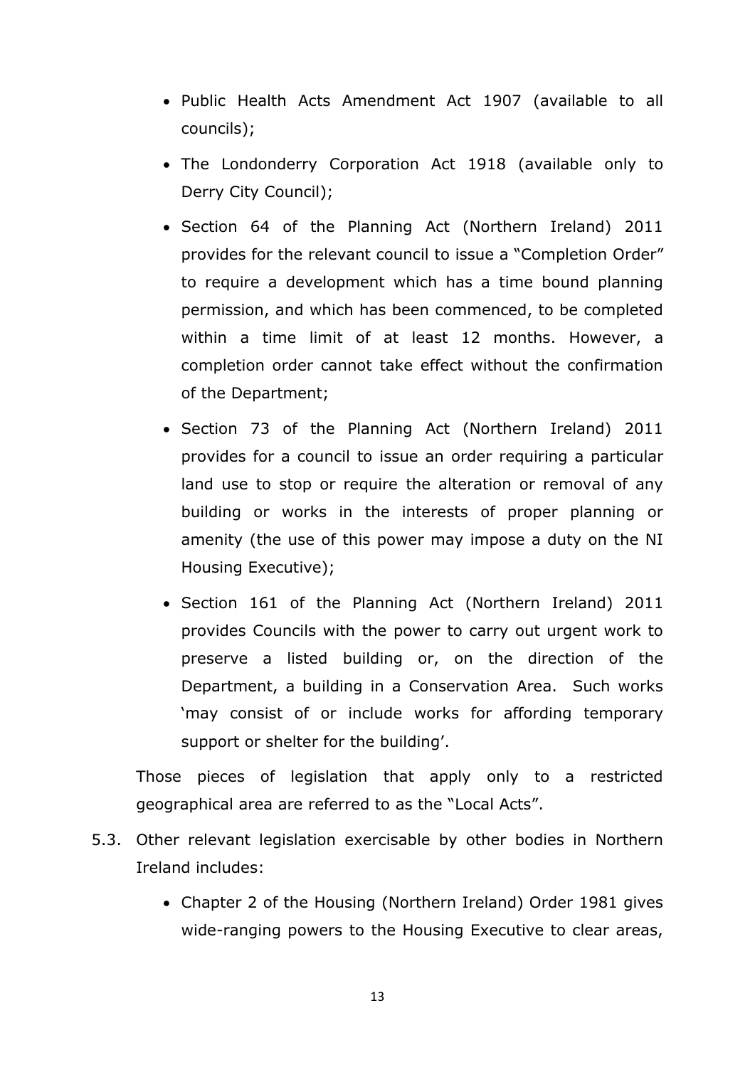- Public Health Acts Amendment Act 1907 (available to all councils);
- The Londonderry Corporation Act 1918 (available only to Derry City Council);
- Section 64 of the Planning Act (Northern Ireland) 2011 provides for the relevant council to issue a "Completion Order" to require a development which has a time bound planning permission, and which has been commenced, to be completed within a time limit of at least 12 months. However, a completion order cannot take effect without the confirmation of the Department;
- Section 73 of the Planning Act (Northern Ireland) 2011 provides for a council to issue an order requiring a particular land use to stop or require the alteration or removal of any building or works in the interests of proper planning or amenity (the use of this power may impose a duty on the NI Housing Executive);
- Section 161 of the Planning Act (Northern Ireland) 2011 provides Councils with the power to carry out urgent work to preserve a listed building or, on the direction of the Department, a building in a Conservation Area. Such works 'may consist of or include works for affording temporary support or shelter for the building'.

Those pieces of legislation that apply only to a restricted geographical area are referred to as the "Local Acts".

5.3. Other relevant legislation exercisable by other bodies in Northern Ireland includes:

- Chapter 2 of the Housing (Northern Ireland) Order 1981 gives wide-ranging powers to the Housing Executive to clear areas,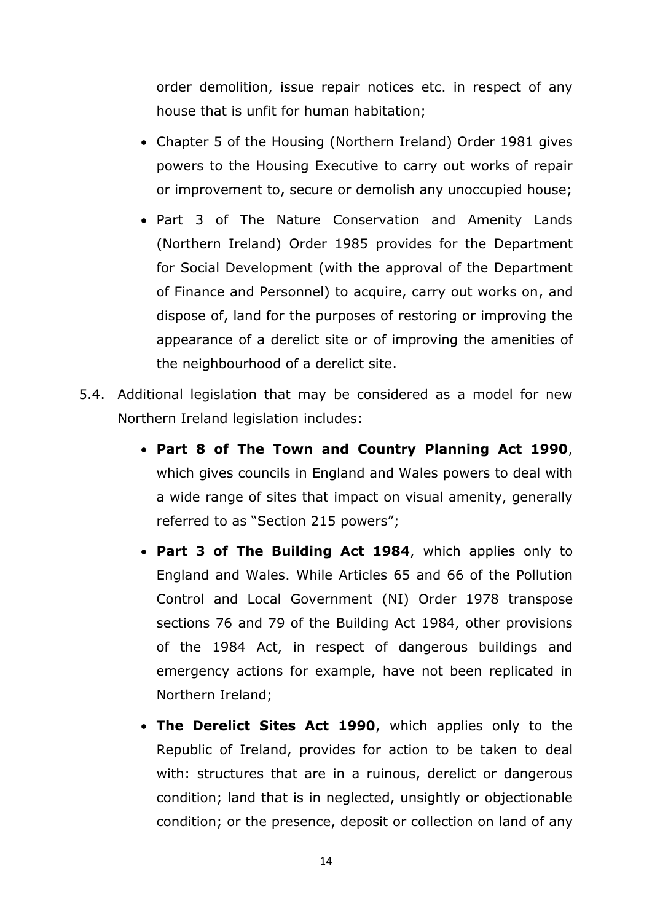order demolition, issue repair notices etc. in respect of any house that is unfit for human habitation;

- Chapter 5 of the Housing (Northern Ireland) Order 1981 gives powers to the Housing Executive to carry out works of repair or improvement to, secure or demolish any unoccupied house;
- Part 3 of The Nature Conservation and Amenity Lands (Northern Ireland) Order 1985 provides for the Department for Social Development (with the approval of the Department of Finance and Personnel) to acquire, carry out works on, and dispose of, land for the purposes of restoring or improving the appearance of a derelict site or of improving the amenities of the neighbourhood of a derelict site.

5.4. Additional legislation that may be considered as a model for new Northern Ireland legislation includes:

- **Part 8 of The Town and Country Planning Act 1990**, which gives councils in England and Wales powers to deal with a wide range of sites that impact on visual amenity, generally referred to as "Section 215 powers";
- **Part 3 of The Building Act 1984**, which applies only to England and Wales. While Articles 65 and 66 of the Pollution Control and Local Government (NI) Order 1978 transpose sections 76 and 79 of the Building Act 1984, other provisions of the 1984 Act, in respect of dangerous buildings and emergency actions for example, have not been replicated in Northern Ireland;
- **The Derelict Sites Act 1990**, which applies only to the Republic of Ireland, provides for action to be taken to deal with: structures that are in a ruinous, derelict or dangerous condition; land that is in neglected, unsightly or objectionable condition; or the presence, deposit or collection on land of any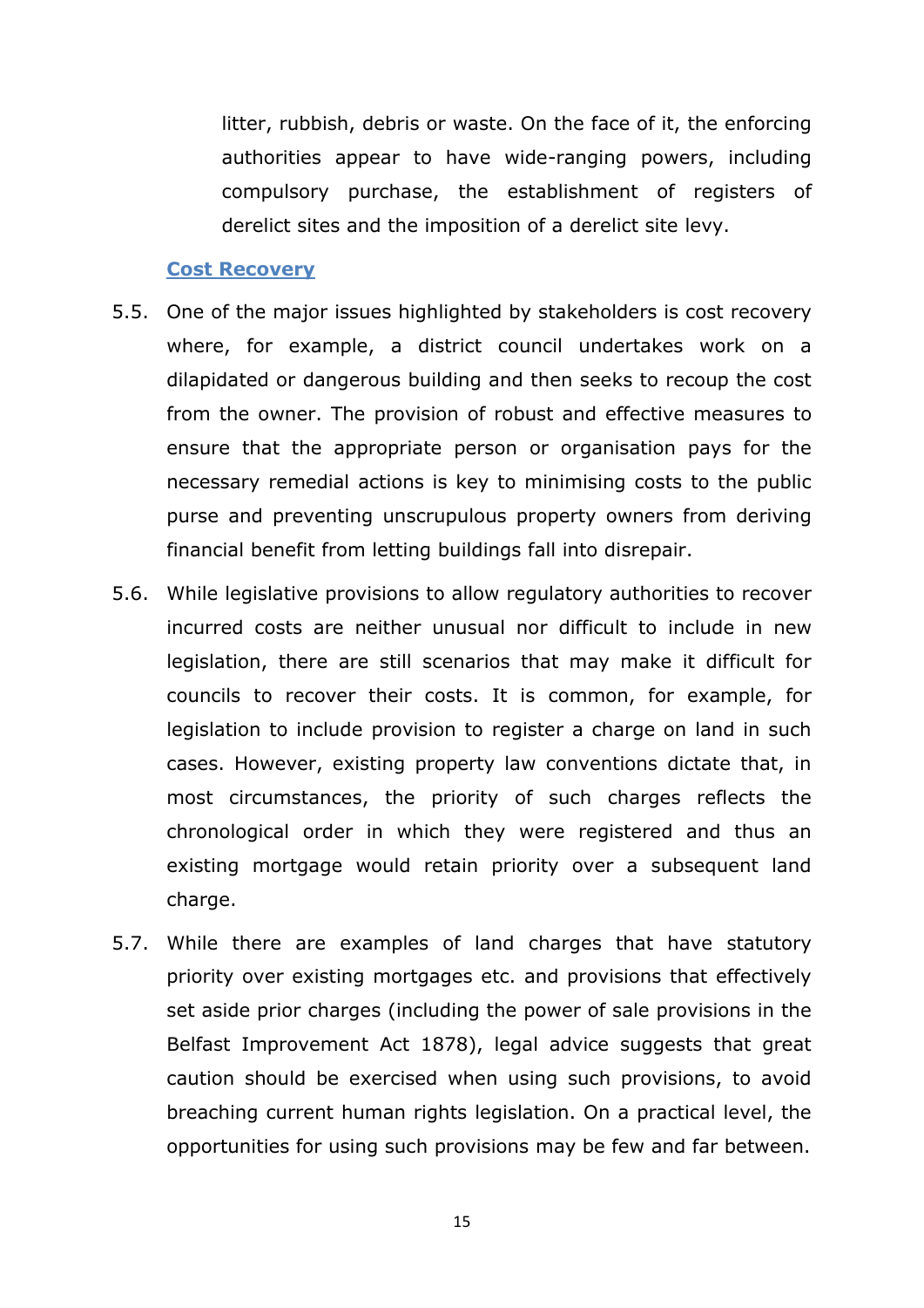litter, rubbish, debris or waste. On the face of it, the enforcing authorities appear to have wide-ranging powers, including compulsory purchase, the establishment of registers of derelict sites and the imposition of a derelict site levy.

### Cost Recovery

5.5. One of the major issues highlighted by stakeholders is cost recovery where, for example, a district council undertakes work on a dilapidated or dangerous building and then seeks to recoup the cost from the owner. The provision of robust and effective measures to ensure that the appropriate person or organisation pays for the necessary remedial actions is key to minimising costs to the public purse and preventing unscrupulous property owners from deriving financial benefit from letting buildings fall into disrepair.

5.6. While legislative provisions to allow regulatory authorities to recover incurred costs are neither unusual nor difficult to include in new legislation, there are still scenarios that may make it difficult for councils to recover their costs. It is common, for example, for legislation to include provision to register a charge on land in such cases. However, existing property law conventions dictate that, in most circumstances, the priority of such charges reflects the chronological order in which they were registered and thus an existing mortgage would retain priority over a subsequent land charge.

5.7. While there are examples of land charges that have statutory priority over existing mortgages etc. and provisions that effectively set aside prior charges (including the power of sale provisions in the Belfast Improvement Act 1878), legal advice suggests that great caution should be exercised when using such provisions, to avoid breaching current human rights legislation. On a practical level, the opportunities for using such provisions may be few and far between.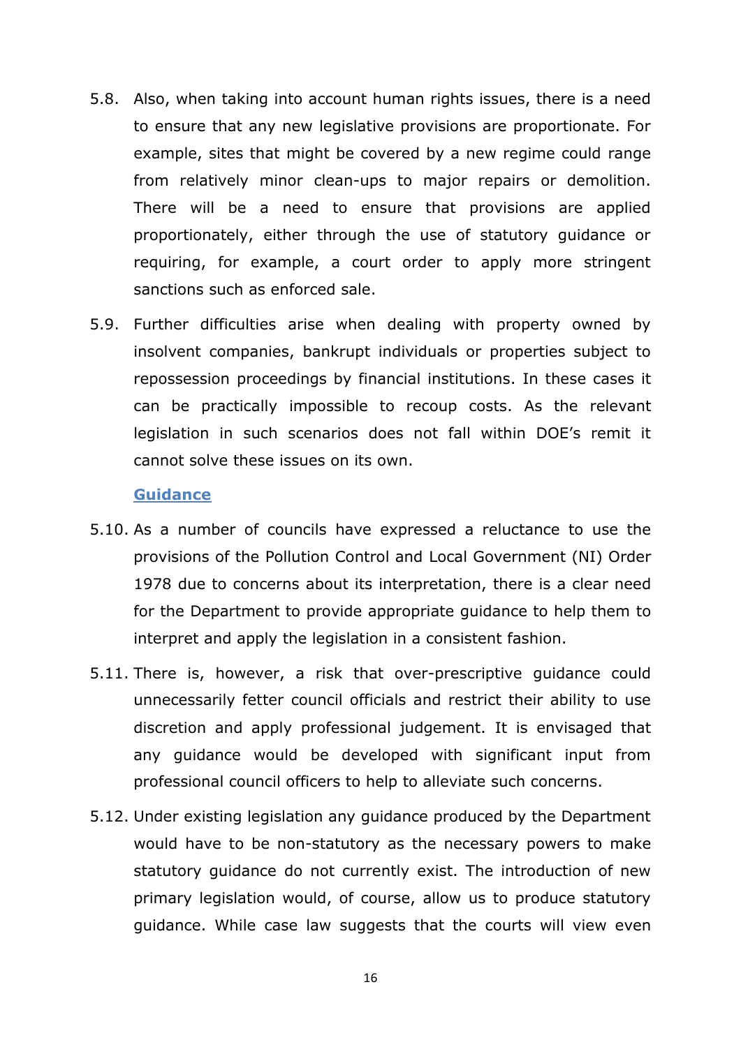5.8. Also, when taking into account human rights issues, there is a need to ensure that any new legislative provisions are proportionate. For example, sites that might be covered by a new regime could range from relatively minor clean-ups to major repairs or demolition. There will be a need to ensure that provisions are applied proportionately, either through the use of statutory guidance or requiring, for example, a court order to apply more stringent sanctions such as enforced sale.

5.9. Further difficulties arise when dealing with property owned by insolvent companies, bankrupt individuals or properties subject to repossession proceedings by financial institutions. In these cases it can be practically impossible to recoup costs. As the relevant legislation in such scenarios does not fall within DOE's remit it cannot solve these issues on its own.

### Guidance

5.10. As a number of councils have expressed a reluctance to use the provisions of the Pollution Control and Local Government (NI) Order 1978 due to concerns about its interpretation, there is a clear need for the Department to provide appropriate guidance to help them to interpret and apply the legislation in a consistent fashion.

5.11. There is, however, a risk that over-prescriptive guidance could unnecessarily fetter council officials and restrict their ability to use discretion and apply professional judgement. It is envisaged that any guidance would be developed with significant input from professional council officers to help to alleviate such concerns.

5.12. Under existing legislation any guidance produced by the Department would have to be non-statutory as the necessary powers to make statutory guidance do not currently exist. The introduction of new primary legislation would, of course, allow us to produce statutory guidance. While case law suggests that the courts will view even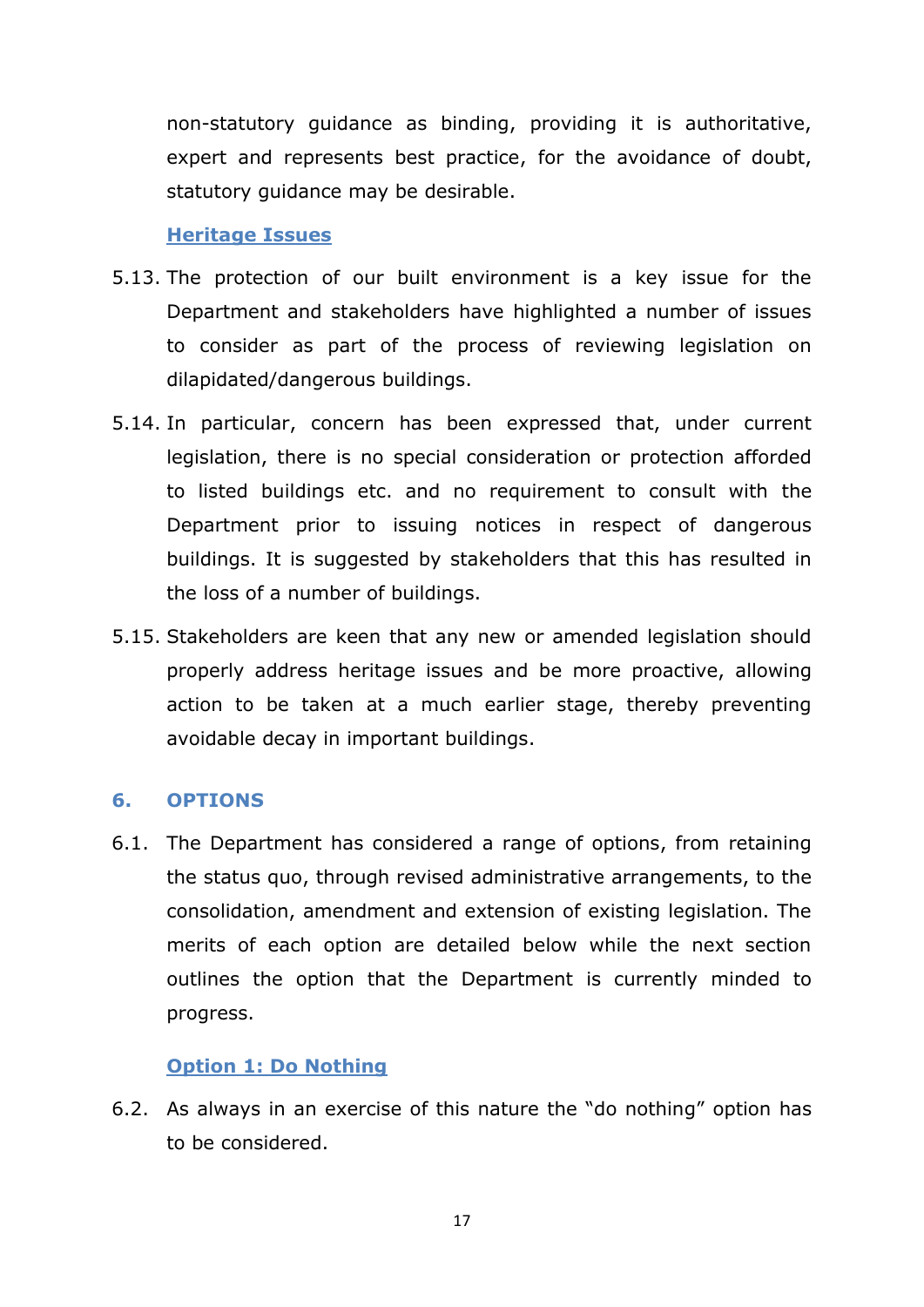non-statutory guidance as binding, providing it is authoritative, expert and represents best practice, for the avoidance of doubt, statutory guidance may be desirable.

### Heritage Issues

5.13. The protection of our built environment is a key issue for the Department and stakeholders have highlighted a number of issues to consider as part of the process of reviewing legislation on dilapidated/dangerous buildings.

5.14. In particular, concern has been expressed that, under current legislation, there is no special consideration or protection afforded to listed buildings etc. and no requirement to consult with the Department prior to issuing notices in respect of dangerous buildings. It is suggested by stakeholders that this has resulted in the loss of a number of buildings.

5.15. Stakeholders are keen that any new or amended legislation should properly address heritage issues and be more proactive, allowing action to be taken at a much earlier stage, thereby preventing avoidable decay in important buildings.

## 6. OPTIONS

6.1. The Department has considered a range of options, from retaining the status quo, through revised administrative arrangements, to the consolidation, amendment and extension of existing legislation. The merits of each option are detailed below while the next section outlines the option that the Department is currently minded to progress.

### Option 1: Do Nothing

6.2. As always in an exercise of this nature the "do nothing" option has to be considered.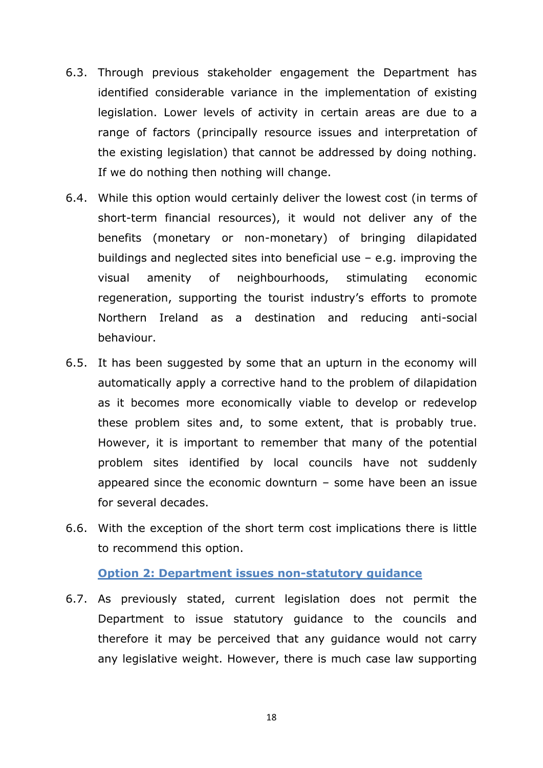6.3. Through previous stakeholder engagement the Department has identified considerable variance in the implementation of existing legislation. Lower levels of activity in certain areas are due to a range of factors (principally resource issues and interpretation of the existing legislation) that cannot be addressed by doing nothing. If we do nothing then nothing will change.

6.4. While this option would certainly deliver the lowest cost (in terms of short-term financial resources), it would not deliver any of the benefits (monetary or non-monetary) of bringing dilapidated buildings and neglected sites into beneficial use – e.g. improving the visual amenity of neighbourhoods, stimulating economic regeneration, supporting the tourist industry's efforts to promote Northern Ireland as a destination and reducing anti-social behaviour.

6.5. It has been suggested by some that an upturn in the economy will automatically apply a corrective hand to the problem of dilapidation as it becomes more economically viable to develop or redevelop these problem sites and, to some extent, that is probably true. However, it is important to remember that many of the potential problem sites identified by local councils have not suddenly appeared since the economic downturn – some have been an issue for several decades.

6.6. With the exception of the short term cost implications there is little to recommend this option.

**Option 2: Department issues non-statutory guidance**

6.7. As previously stated, current legislation does not permit the Department to issue statutory guidance to the councils and therefore it may be perceived that any guidance would not carry any legislative weight. However, there is much case law supporting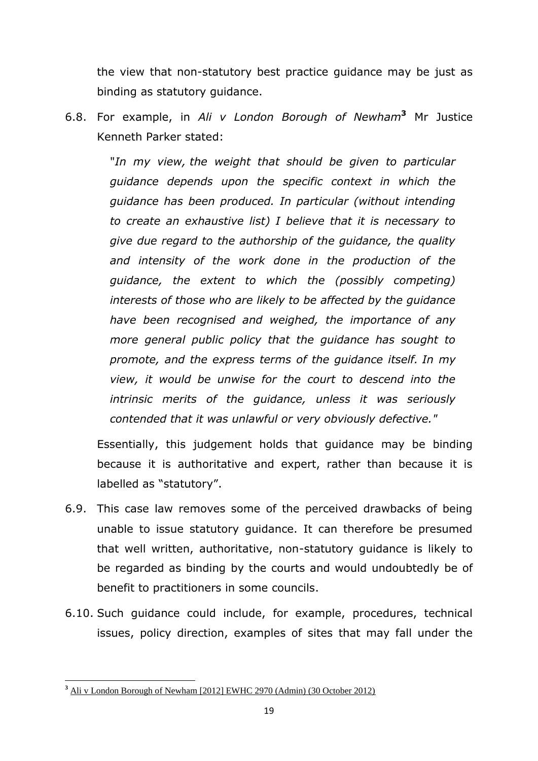the view that non-statutory best practice guidance may be just as binding as statutory guidance.

6.8. For example, in *Ali v London Borough of Newham*[3] Mr Justice Kenneth Parker stated:

> "*In my view, the weight that should be given to particular guidance depends upon the specific context in which the guidance has been produced. In particular (without intending to create an exhaustive list) I believe that it is necessary to give due regard to the authorship of the guidance, the quality and intensity of the work done in the production of the guidance, the extent to which the (possibly competing) interests of those who are likely to be affected by the guidance have been recognised and weighed, the importance of any more general public policy that the guidance has sought to promote, and the express terms of the guidance itself. In my view, it would be unwise for the court to descend into the intrinsic merits of the guidance, unless it was seriously contended that it was unlawful or very obviously defective.*"

Essentially, this judgement holds that guidance may be binding because it is authoritative and expert, rather than because it is labelled as "statutory".

6.9. This case law removes some of the perceived drawbacks of being unable to issue statutory guidance. It can therefore be presumed that well written, authoritative, non-statutory guidance is likely to be regarded as binding by the courts and would undoubtedly be of benefit to practitioners in some councils.

6.10. Such guidance could include, for example, procedures, technical issues, policy direction, examples of sites that may fall under the

---

[3] Ali v London Borough of Newham [2012] EWHC 2970 (Admin) (30 October 2012)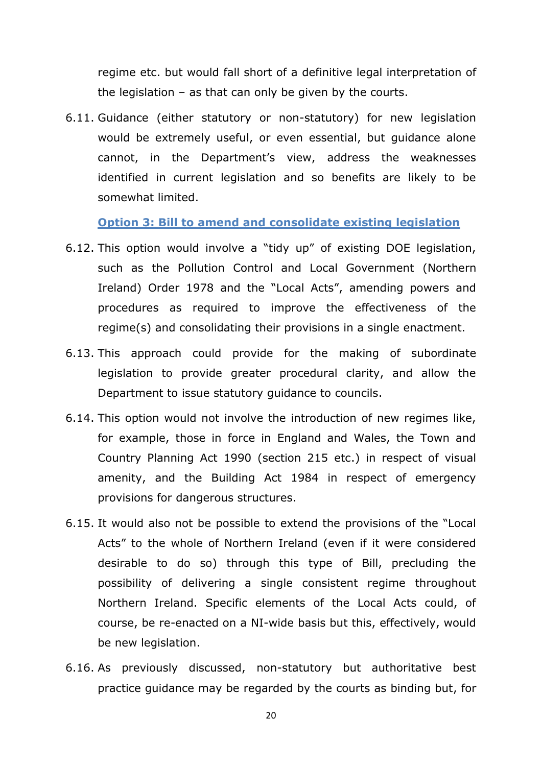regime etc. but would fall short of a definitive legal interpretation of the legislation – as that can only be given by the courts.

6.11. Guidance (either statutory or non-statutory) for new legislation would be extremely useful, or even essential, but guidance alone cannot, in the Department's view, address the weaknesses identified in current legislation and so benefits are likely to be somewhat limited.

### Option 3: Bill to amend and consolidate existing legislation

6.12. This option would involve a "tidy up" of existing DOE legislation, such as the Pollution Control and Local Government (Northern Ireland) Order 1978 and the "Local Acts", amending powers and procedures as required to improve the effectiveness of the regime(s) and consolidating their provisions in a single enactment.

6.13. This approach could provide for the making of subordinate legislation to provide greater procedural clarity, and allow the Department to issue statutory guidance to councils.

6.14. This option would not involve the introduction of new regimes like, for example, those in force in England and Wales, the Town and Country Planning Act 1990 (section 215 etc.) in respect of visual amenity, and the Building Act 1984 in respect of emergency provisions for dangerous structures.

6.15. It would also not be possible to extend the provisions of the "Local Acts" to the whole of Northern Ireland (even if it were considered desirable to do so) through this type of Bill, precluding the possibility of delivering a single consistent regime throughout Northern Ireland. Specific elements of the Local Acts could, of course, be re-enacted on a NI-wide basis but this, effectively, would be new legislation.

6.16. As previously discussed, non-statutory but authoritative best practice guidance may be regarded by the courts as binding but, for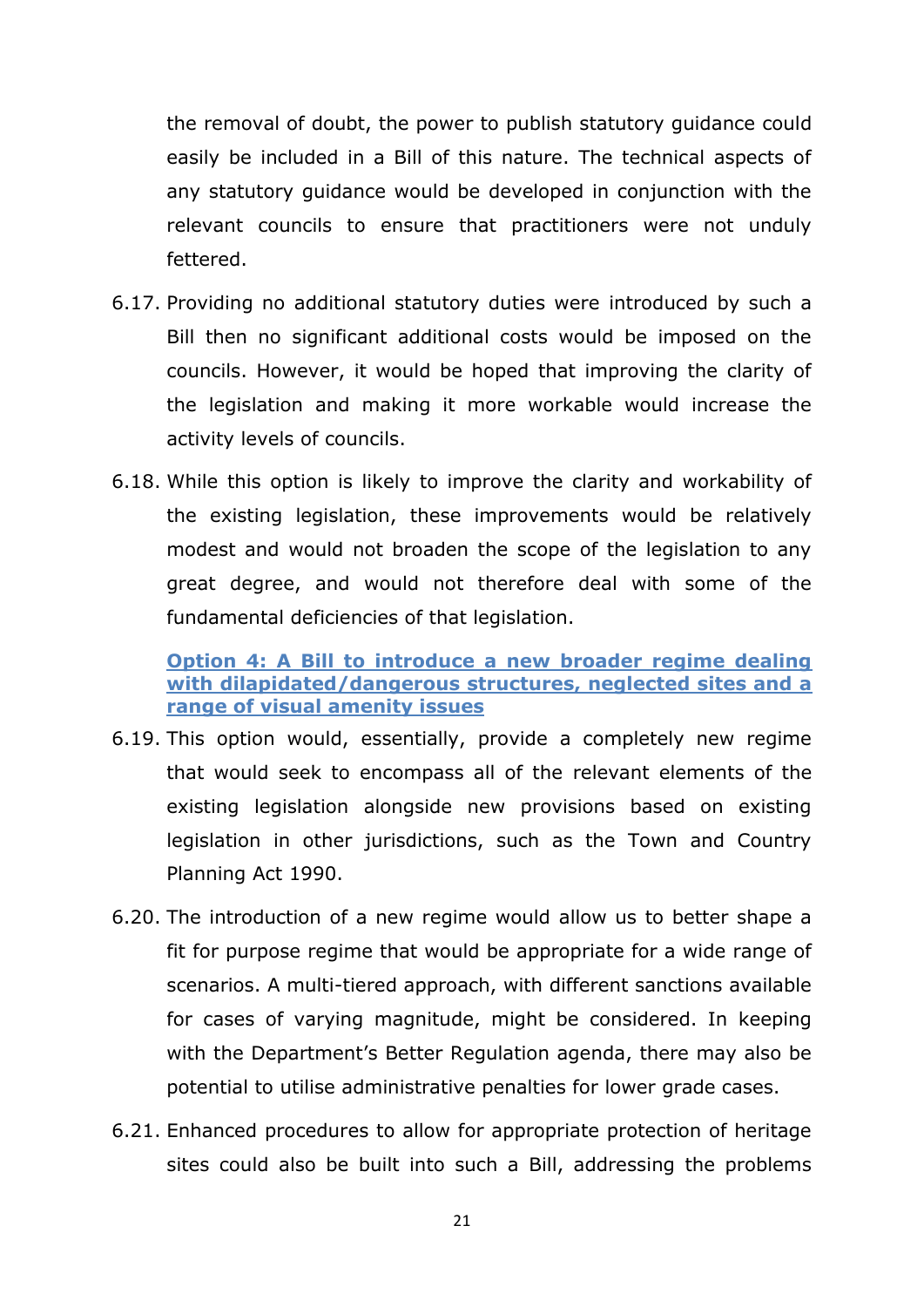the removal of doubt, the power to publish statutory guidance could easily be included in a Bill of this nature. The technical aspects of any statutory guidance would be developed in conjunction with the relevant councils to ensure that practitioners were not unduly fettered.

6.17. Providing no additional statutory duties were introduced by such a Bill then no significant additional costs would be imposed on the councils. However, it would be hoped that improving the clarity of the legislation and making it more workable would increase the activity levels of councils.

6.18. While this option is likely to improve the clarity and workability of the existing legislation, these improvements would be relatively modest and would not broaden the scope of the legislation to any great degree, and would not therefore deal with some of the fundamental deficiencies of that legislation.

**Option 4: A Bill to introduce a new broader regime dealing with dilapidated/dangerous structures, neglected sites and a range of visual amenity issues**

6.19. This option would, essentially, provide a completely new regime that would seek to encompass all of the relevant elements of the existing legislation alongside new provisions based on existing legislation in other jurisdictions, such as the Town and Country Planning Act 1990.

6.20. The introduction of a new regime would allow us to better shape a fit for purpose regime that would be appropriate for a wide range of scenarios. A multi-tiered approach, with different sanctions available for cases of varying magnitude, might be considered. In keeping with the Department's Better Regulation agenda, there may also be potential to utilise administrative penalties for lower grade cases.

6.21. Enhanced procedures to allow for appropriate protection of heritage sites could also be built into such a Bill, addressing the problems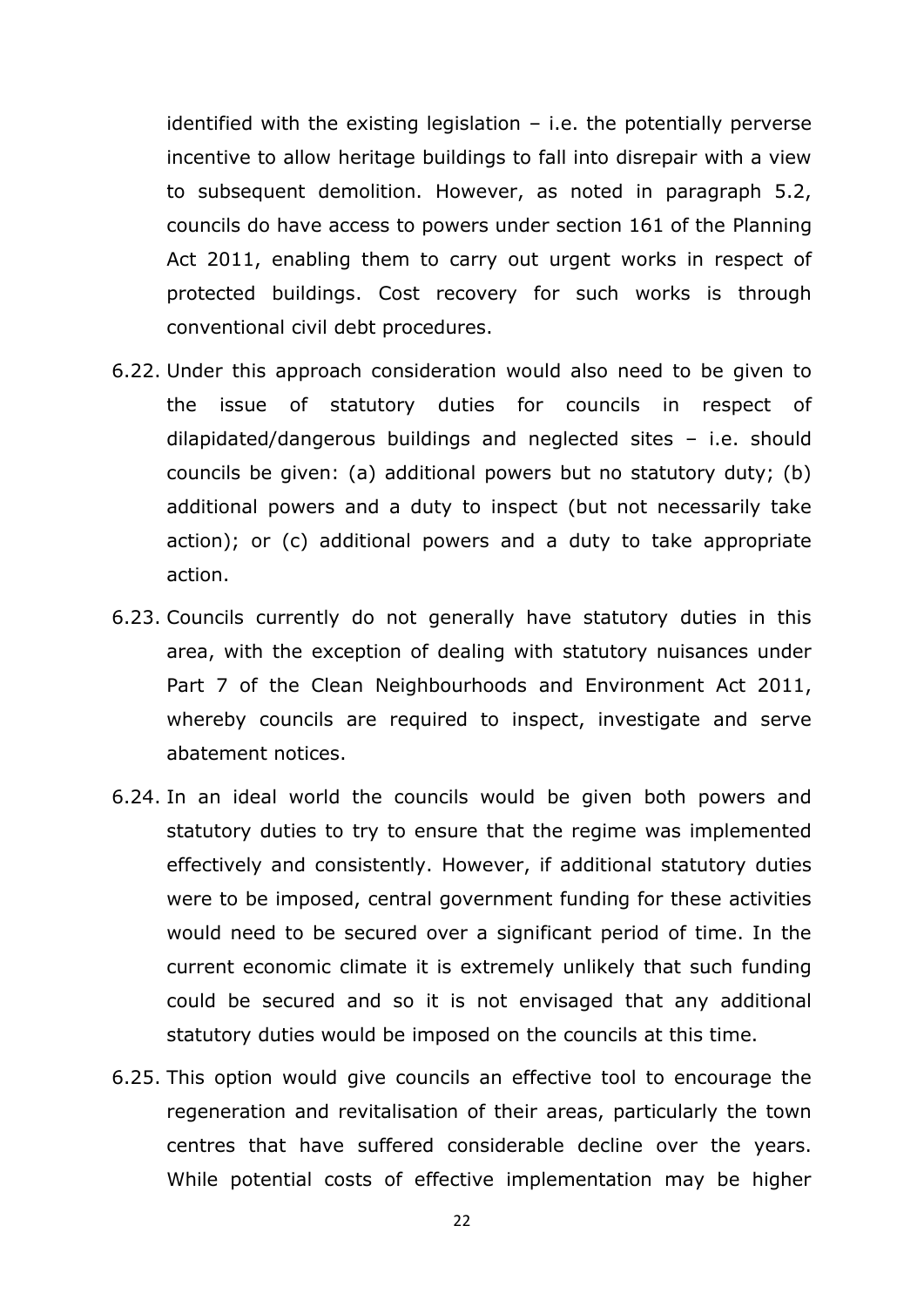identified with the existing legislation – i.e. the potentially perverse incentive to allow heritage buildings to fall into disrepair with a view to subsequent demolition. However, as noted in paragraph 5.2, councils do have access to powers under section 161 of the Planning Act 2011, enabling them to carry out urgent works in respect of protected buildings. Cost recovery for such works is through conventional civil debt procedures.

6.22. Under this approach consideration would also need to be given to the issue of statutory duties for councils in respect of dilapidated/dangerous buildings and neglected sites – i.e. should councils be given: (a) additional powers but no statutory duty; (b) additional powers and a duty to inspect (but not necessarily take action); or (c) additional powers and a duty to take appropriate action.

6.23. Councils currently do not generally have statutory duties in this area, with the exception of dealing with statutory nuisances under Part 7 of the Clean Neighbourhoods and Environment Act 2011, whereby councils are required to inspect, investigate and serve abatement notices.

6.24. In an ideal world the councils would be given both powers and statutory duties to try to ensure that the regime was implemented effectively and consistently. However, if additional statutory duties were to be imposed, central government funding for these activities would need to be secured over a significant period of time. In the current economic climate it is extremely unlikely that such funding could be secured and so it is not envisaged that any additional statutory duties would be imposed on the councils at this time.

6.25. This option would give councils an effective tool to encourage the regeneration and revitalisation of their areas, particularly the town centres that have suffered considerable decline over the years. While potential costs of effective implementation may be higher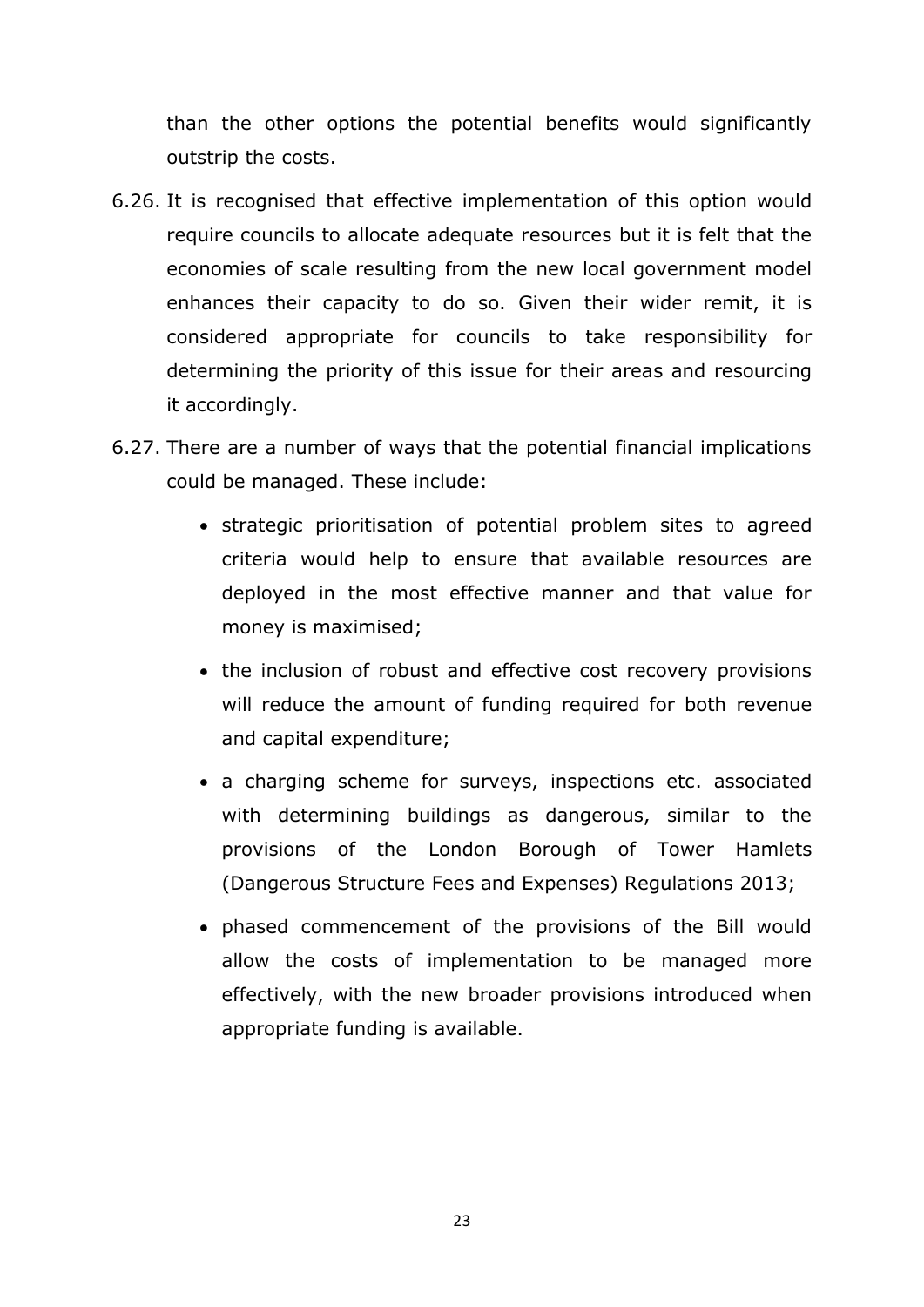than the other options the potential benefits would significantly outstrip the costs.

6.26. It is recognised that effective implementation of this option would require councils to allocate adequate resources but it is felt that the economies of scale resulting from the new local government model enhances their capacity to do so. Given their wider remit, it is considered appropriate for councils to take responsibility for determining the priority of this issue for their areas and resourcing it accordingly.

6.27. There are a number of ways that the potential financial implications could be managed. These include:

- strategic prioritisation of potential problem sites to agreed criteria would help to ensure that available resources are deployed in the most effective manner and that value for money is maximised;
- the inclusion of robust and effective cost recovery provisions will reduce the amount of funding required for both revenue and capital expenditure;
- a charging scheme for surveys, inspections etc. associated with determining buildings as dangerous, similar to the provisions of the London Borough of Tower Hamlets (Dangerous Structure Fees and Expenses) Regulations 2013;
- phased commencement of the provisions of the Bill would allow the costs of implementation to be managed more effectively, with the new broader provisions introduced when appropriate funding is available.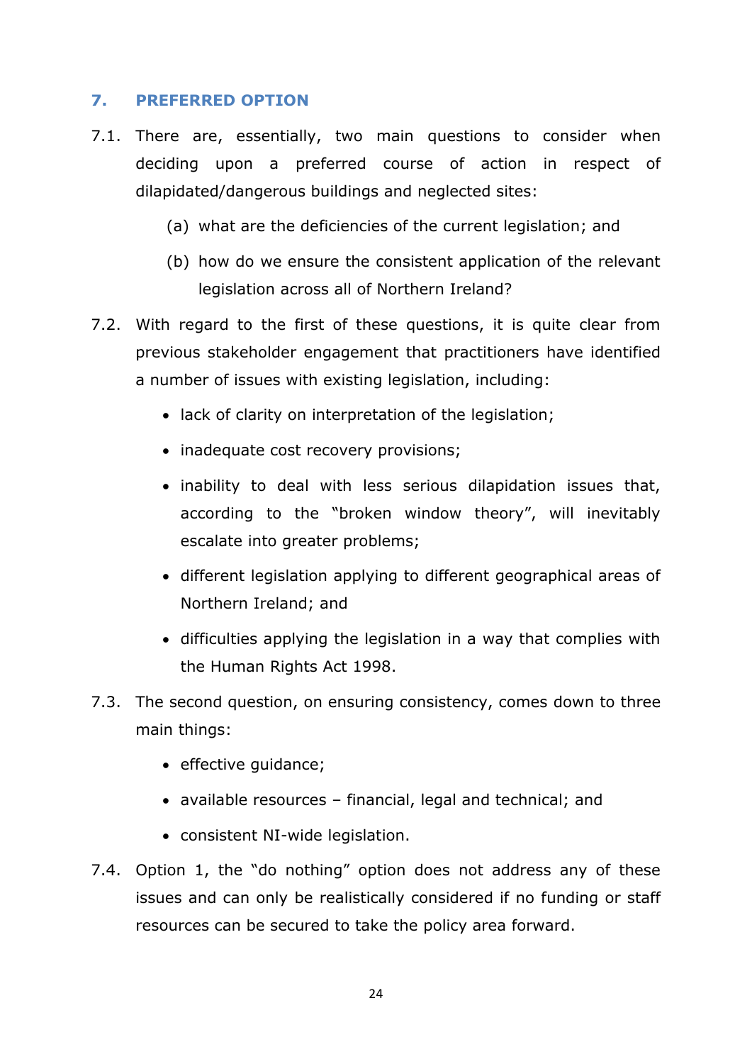## 7. PREFERRED OPTION

7.1. There are, essentially, two main questions to consider when deciding upon a preferred course of action in respect of dilapidated/dangerous buildings and neglected sites:

   (a) what are the deficiencies of the current legislation; and

   (b) how do we ensure the consistent application of the relevant legislation across all of Northern Ireland?

7.2. With regard to the first of these questions, it is quite clear from previous stakeholder engagement that practitioners have identified a number of issues with existing legislation, including:

- lack of clarity on interpretation of the legislation;
- inadequate cost recovery provisions;
- inability to deal with less serious dilapidation issues that, according to the "broken window theory", will inevitably escalate into greater problems;
- different legislation applying to different geographical areas of Northern Ireland; and
- difficulties applying the legislation in a way that complies with the Human Rights Act 1998.

7.3. The second question, on ensuring consistency, comes down to three main things:

- effective guidance;
- available resources – financial, legal and technical; and
- consistent NI-wide legislation.

7.4. Option 1, the "do nothing" option does not address any of these issues and can only be realistically considered if no funding or staff resources can be secured to take the policy area forward.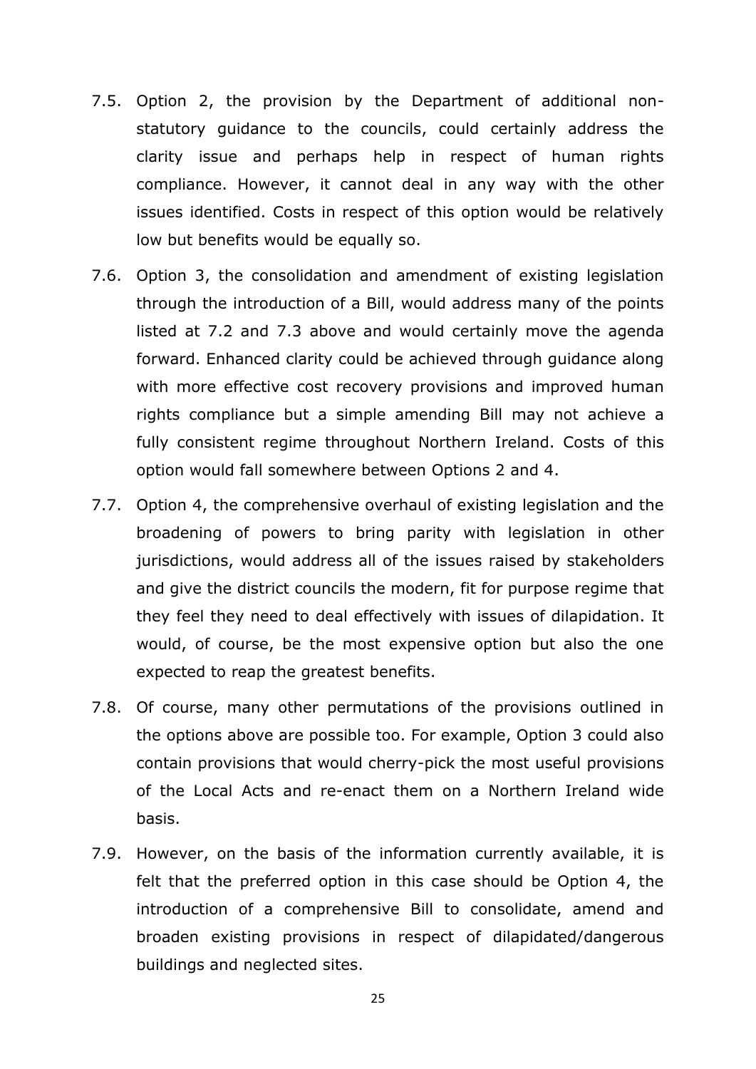7.5. Option 2, the provision by the Department of additional non-statutory guidance to the councils, could certainly address the clarity issue and perhaps help in respect of human rights compliance. However, it cannot deal in any way with the other issues identified. Costs in respect of this option would be relatively low but benefits would be equally so.

7.6. Option 3, the consolidation and amendment of existing legislation through the introduction of a Bill, would address many of the points listed at 7.2 and 7.3 above and would certainly move the agenda forward. Enhanced clarity could be achieved through guidance along with more effective cost recovery provisions and improved human rights compliance but a simple amending Bill may not achieve a fully consistent regime throughout Northern Ireland. Costs of this option would fall somewhere between Options 2 and 4.

7.7. Option 4, the comprehensive overhaul of existing legislation and the broadening of powers to bring parity with legislation in other jurisdictions, would address all of the issues raised by stakeholders and give the district councils the modern, fit for purpose regime that they feel they need to deal effectively with issues of dilapidation. It would, of course, be the most expensive option but also the one expected to reap the greatest benefits.

7.8. Of course, many other permutations of the provisions outlined in the options above are possible too. For example, Option 3 could also contain provisions that would cherry-pick the most useful provisions of the Local Acts and re-enact them on a Northern Ireland wide basis.

7.9. However, on the basis of the information currently available, it is felt that the preferred option in this case should be Option 4, the introduction of a comprehensive Bill to consolidate, amend and broaden existing provisions in respect of dilapidated/dangerous buildings and neglected sites.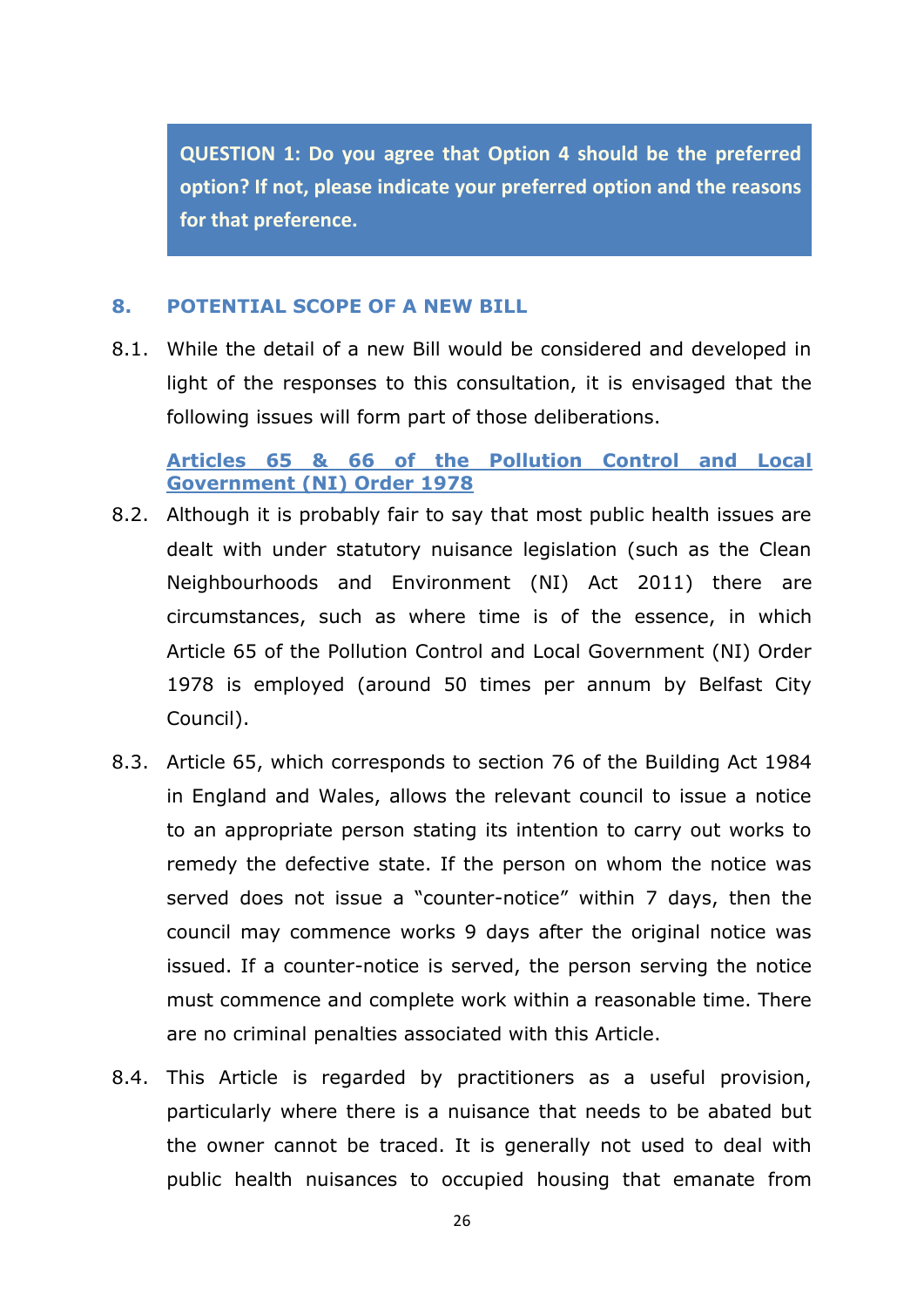**QUESTION 1: Do you agree that Option 4 should be the preferred option? If not, please indicate your preferred option and the reasons for that preference.**

## 8. POTENTIAL SCOPE OF A NEW BILL

8.1. While the detail of a new Bill would be considered and developed in light of the responses to this consultation, it is envisaged that the following issues will form part of those deliberations.

### Articles 65 & 66 of the Pollution Control and Local Government (NI) Order 1978

8.2. Although it is probably fair to say that most public health issues are dealt with under statutory nuisance legislation (such as the Clean Neighbourhoods and Environment (NI) Act 2011) there are circumstances, such as where time is of the essence, in which Article 65 of the Pollution Control and Local Government (NI) Order 1978 is employed (around 50 times per annum by Belfast City Council).

8.3. Article 65, which corresponds to section 76 of the Building Act 1984 in England and Wales, allows the relevant council to issue a notice to an appropriate person stating its intention to carry out works to remedy the defective state. If the person on whom the notice was served does not issue a "counter-notice" within 7 days, then the council may commence works 9 days after the original notice was issued. If a counter-notice is served, the person serving the notice must commence and complete work within a reasonable time. There are no criminal penalties associated with this Article.

8.4. This Article is regarded by practitioners as a useful provision, particularly where there is a nuisance that needs to be abated but the owner cannot be traced. It is generally not used to deal with public health nuisances to occupied housing that emanate from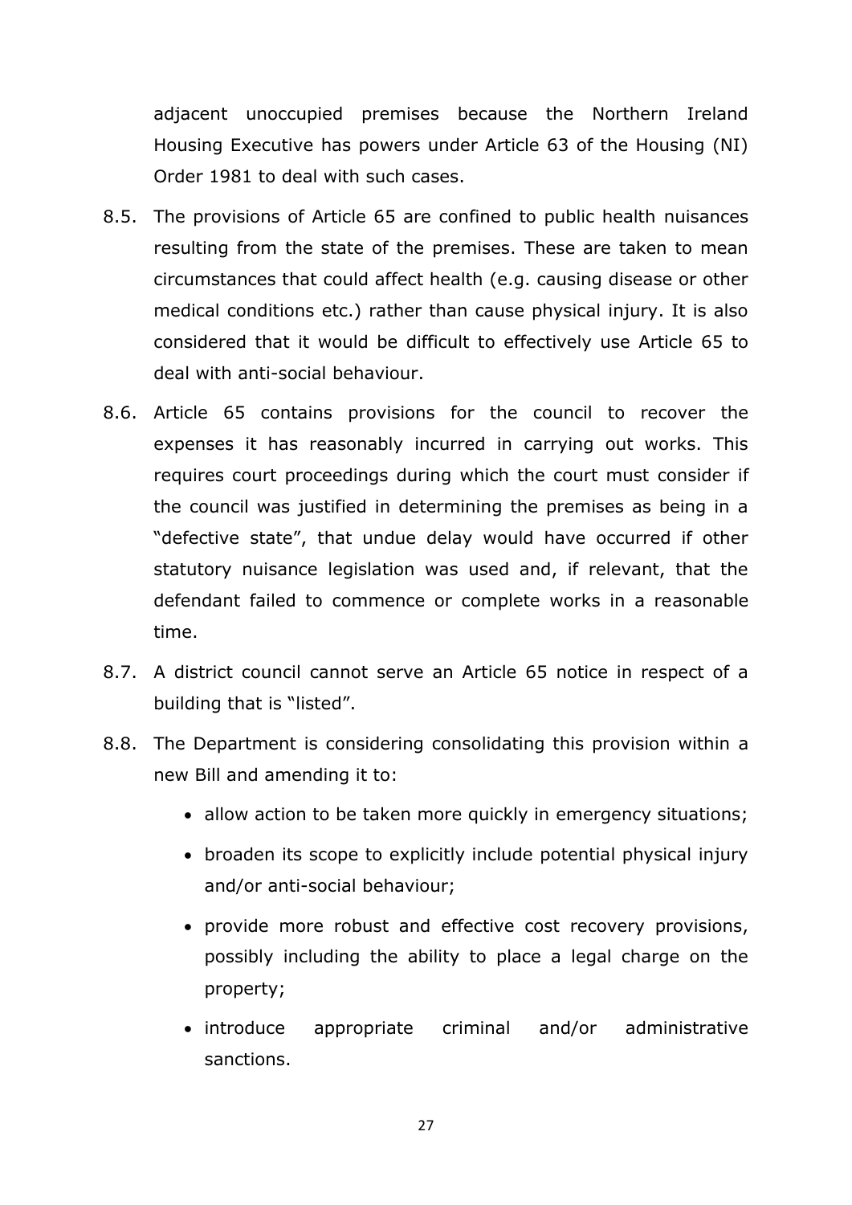adjacent unoccupied premises because the Northern Ireland Housing Executive has powers under Article 63 of the Housing (NI) Order 1981 to deal with such cases.

8.5. The provisions of Article 65 are confined to public health nuisances resulting from the state of the premises. These are taken to mean circumstances that could affect health (e.g. causing disease or other medical conditions etc.) rather than cause physical injury. It is also considered that it would be difficult to effectively use Article 65 to deal with anti-social behaviour.

8.6. Article 65 contains provisions for the council to recover the expenses it has reasonably incurred in carrying out works. This requires court proceedings during which the court must consider if the council was justified in determining the premises as being in a "defective state", that undue delay would have occurred if other statutory nuisance legislation was used and, if relevant, that the defendant failed to commence or complete works in a reasonable time.

8.7. A district council cannot serve an Article 65 notice in respect of a building that is "listed".

8.8. The Department is considering consolidating this provision within a new Bill and amending it to:

- allow action to be taken more quickly in emergency situations;
- broaden its scope to explicitly include potential physical injury and/or anti-social behaviour;
- provide more robust and effective cost recovery provisions, possibly including the ability to place a legal charge on the property;
- introduce appropriate criminal and/or administrative sanctions.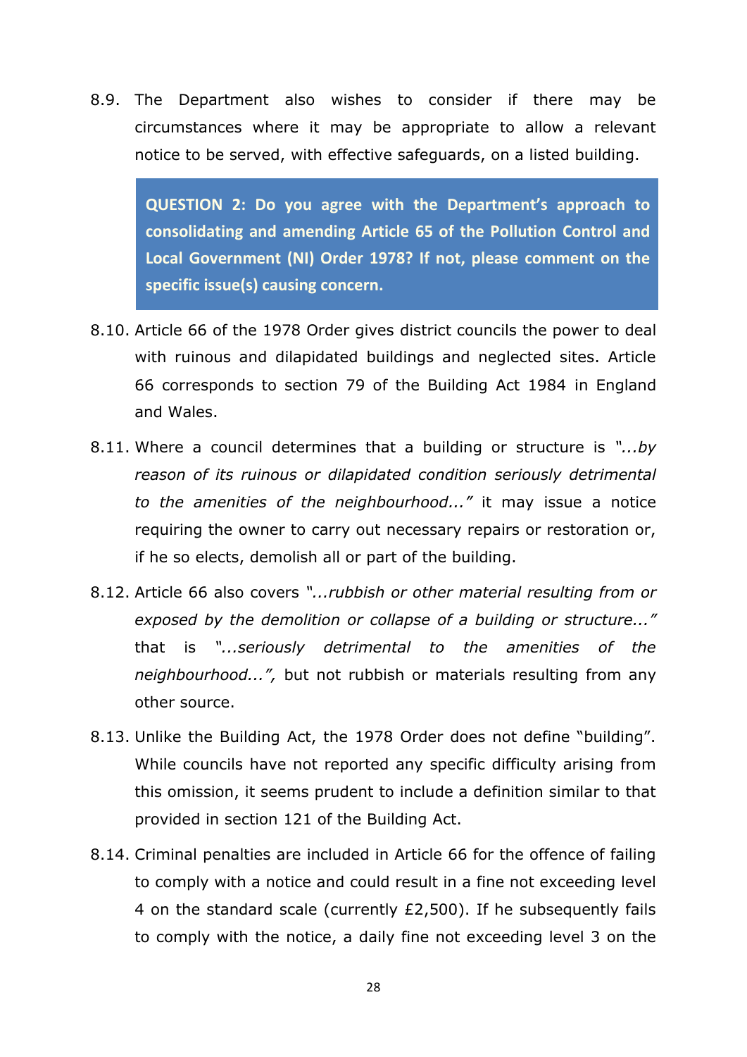8.9. The Department also wishes to consider if there may be circumstances where it may be appropriate to allow a relevant notice to be served, with effective safeguards, on a listed building.

> **QUESTION 2: Do you agree with the Department's approach to consolidating and amending Article 65 of the Pollution Control and Local Government (NI) Order 1978? If not, please comment on the specific issue(s) causing concern.**

8.10. Article 66 of the 1978 Order gives district councils the power to deal with ruinous and dilapidated buildings and neglected sites. Article 66 corresponds to section 79 of the Building Act 1984 in England and Wales.

8.11. Where a council determines that a building or structure is *"...by reason of its ruinous or dilapidated condition seriously detrimental to the amenities of the neighbourhood..."* it may issue a notice requiring the owner to carry out necessary repairs or restoration or, if he so elects, demolish all or part of the building.

8.12. Article 66 also covers *"...rubbish or other material resulting from or exposed by the demolition or collapse of a building or structure..."* that is *"...seriously detrimental to the amenities of the neighbourhood...",* but not rubbish or materials resulting from any other source.

8.13. Unlike the Building Act, the 1978 Order does not define "building". While councils have not reported any specific difficulty arising from this omission, it seems prudent to include a definition similar to that provided in section 121 of the Building Act.

8.14. Criminal penalties are included in Article 66 for the offence of failing to comply with a notice and could result in a fine not exceeding level 4 on the standard scale (currently £2,500). If he subsequently fails to comply with the notice, a daily fine not exceeding level 3 on the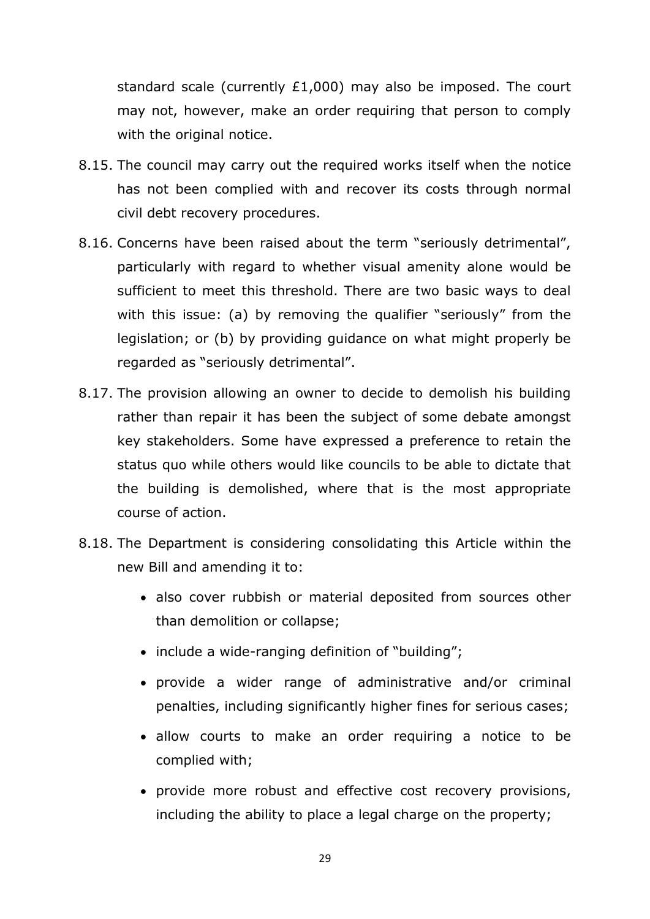standard scale (currently £1,000) may also be imposed. The court may not, however, make an order requiring that person to comply with the original notice.

8.15. The council may carry out the required works itself when the notice has not been complied with and recover its costs through normal civil debt recovery procedures.

8.16. Concerns have been raised about the term "seriously detrimental", particularly with regard to whether visual amenity alone would be sufficient to meet this threshold. There are two basic ways to deal with this issue: (a) by removing the qualifier "seriously" from the legislation; or (b) by providing guidance on what might properly be regarded as "seriously detrimental".

8.17. The provision allowing an owner to decide to demolish his building rather than repair it has been the subject of some debate amongst key stakeholders. Some have expressed a preference to retain the status quo while others would like councils to be able to dictate that the building is demolished, where that is the most appropriate course of action.

8.18. The Department is considering consolidating this Article within the new Bill and amending it to:

- also cover rubbish or material deposited from sources other than demolition or collapse;
- include a wide-ranging definition of "building";
- provide a wider range of administrative and/or criminal penalties, including significantly higher fines for serious cases;
- allow courts to make an order requiring a notice to be complied with;
- provide more robust and effective cost recovery provisions, including the ability to place a legal charge on the property;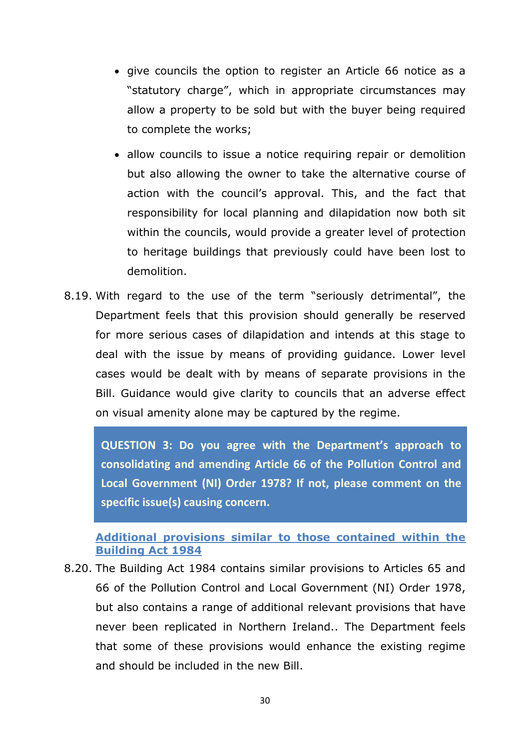- give councils the option to register an Article 66 notice as a "statutory charge", which in appropriate circumstances may allow a property to be sold but with the buyer being required to complete the works;
- allow councils to issue a notice requiring repair or demolition but also allowing the owner to take the alternative course of action with the council's approval. This, and the fact that responsibility for local planning and dilapidation now both sit within the councils, would provide a greater level of protection to heritage buildings that previously could have been lost to demolition.

8.19. With regard to the use of the term "seriously detrimental", the Department feels that this provision should generally be reserved for more serious cases of dilapidation and intends at this stage to deal with the issue by means of providing guidance. Lower level cases would be dealt with by means of separate provisions in the Bill. Guidance would give clarity to councils that an adverse effect on visual amenity alone may be captured by the regime.

> **QUESTION 3: Do you agree with the Department's approach to consolidating and amending Article 66 of the Pollution Control and Local Government (NI) Order 1978? If not, please comment on the specific issue(s) causing concern.**

**Additional provisions similar to those contained within the Building Act 1984**

8.20. The Building Act 1984 contains similar provisions to Articles 65 and 66 of the Pollution Control and Local Government (NI) Order 1978, but also contains a range of additional relevant provisions that have never been replicated in Northern Ireland.. The Department feels that some of these provisions would enhance the existing regime and should be included in the new Bill.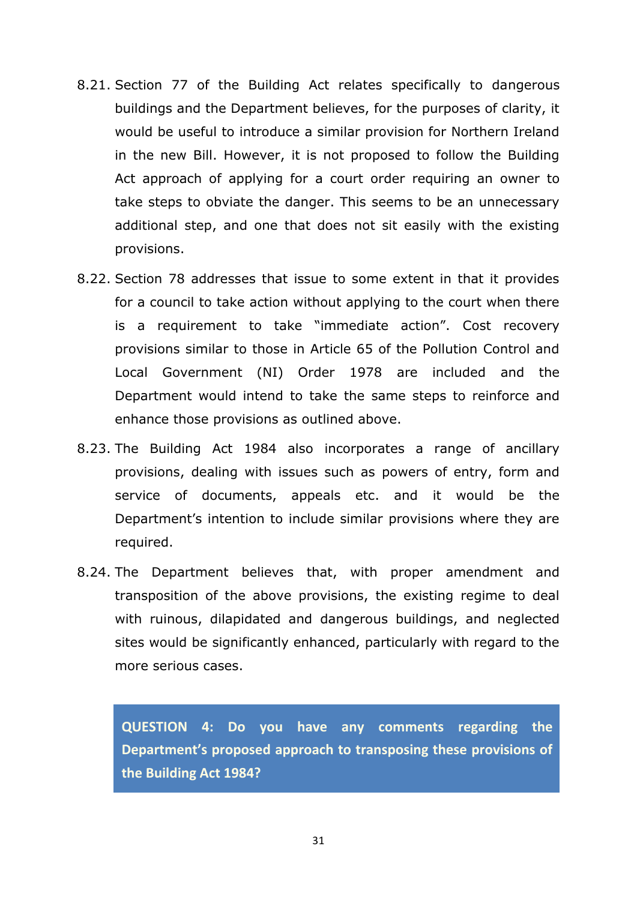8.21. Section 77 of the Building Act relates specifically to dangerous buildings and the Department believes, for the purposes of clarity, it would be useful to introduce a similar provision for Northern Ireland in the new Bill. However, it is not proposed to follow the Building Act approach of applying for a court order requiring an owner to take steps to obviate the danger. This seems to be an unnecessary additional step, and one that does not sit easily with the existing provisions.

8.22. Section 78 addresses that issue to some extent in that it provides for a council to take action without applying to the court when there is a requirement to take "immediate action". Cost recovery provisions similar to those in Article 65 of the Pollution Control and Local Government (NI) Order 1978 are included and the Department would intend to take the same steps to reinforce and enhance those provisions as outlined above.

8.23. The Building Act 1984 also incorporates a range of ancillary provisions, dealing with issues such as powers of entry, form and service of documents, appeals etc. and it would be the Department's intention to include similar provisions where they are required.

8.24. The Department believes that, with proper amendment and transposition of the above provisions, the existing regime to deal with ruinous, dilapidated and dangerous buildings, and neglected sites would be significantly enhanced, particularly with regard to the more serious cases.

**QUESTION 4: Do you have any comments regarding the Department's proposed approach to transposing these provisions of the Building Act 1984?**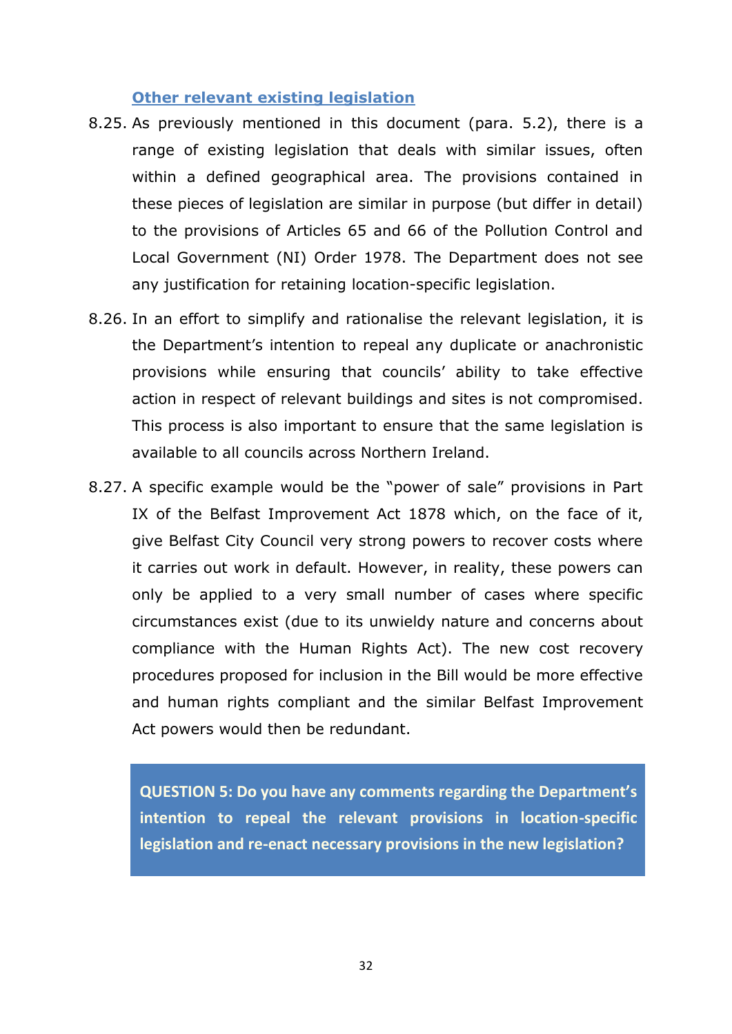### Other relevant existing legislation

8.25. As previously mentioned in this document (para. 5.2), there is a range of existing legislation that deals with similar issues, often within a defined geographical area. The provisions contained in these pieces of legislation are similar in purpose (but differ in detail) to the provisions of Articles 65 and 66 of the Pollution Control and Local Government (NI) Order 1978. The Department does not see any justification for retaining location-specific legislation.

8.26. In an effort to simplify and rationalise the relevant legislation, it is the Department's intention to repeal any duplicate or anachronistic provisions while ensuring that councils' ability to take effective action in respect of relevant buildings and sites is not compromised. This process is also important to ensure that the same legislation is available to all councils across Northern Ireland.

8.27. A specific example would be the "power of sale" provisions in Part IX of the Belfast Improvement Act 1878 which, on the face of it, give Belfast City Council very strong powers to recover costs where it carries out work in default. However, in reality, these powers can only be applied to a very small number of cases where specific circumstances exist (due to its unwieldy nature and concerns about compliance with the Human Rights Act). The new cost recovery procedures proposed for inclusion in the Bill would be more effective and human rights compliant and the similar Belfast Improvement Act powers would then be redundant.

**QUESTION 5: Do you have any comments regarding the Department's intention to repeal the relevant provisions in location-specific legislation and re-enact necessary provisions in the new legislation?**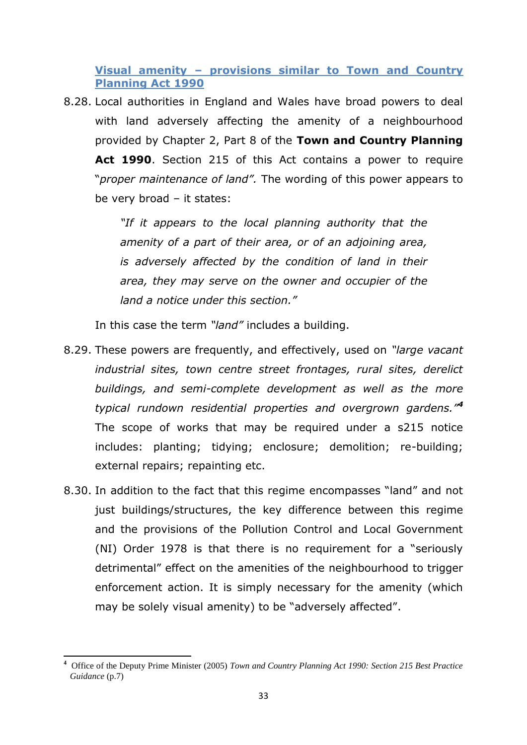### [Visual amenity – provisions similar to Town and Country Planning Act 1990]()

8.28. Local authorities in England and Wales have broad powers to deal with land adversely affecting the amenity of a neighbourhood provided by Chapter 2, Part 8 of the **Town and Country Planning Act 1990**. Section 215 of this Act contains a power to require "*proper maintenance of land".* The wording of this power appears to be very broad – it states:

> *"If it appears to the local planning authority that the amenity of a part of their area, or of an adjoining area, is adversely affected by the condition of land in their area, they may serve on the owner and occupier of the land a notice under this section."*

In this case the term *"land"* includes a building.

8.29. These powers are frequently, and effectively, used on *"large vacant industrial sites, town centre street frontages, rural sites, derelict buildings, and semi-complete development as well as the more typical rundown residential properties and overgrown gardens."*[4] The scope of works that may be required under a s215 notice includes: planting; tidying; enclosure; demolition; re-building; external repairs; repainting etc.

8.30. In addition to the fact that this regime encompasses "land" and not just buildings/structures, the key difference between this regime and the provisions of the Pollution Control and Local Government (NI) Order 1978 is that there is no requirement for a "seriously detrimental" effect on the amenities of the neighbourhood to trigger enforcement action. It is simply necessary for the amenity (which may be solely visual amenity) to be "adversely affected".

---

[4] Office of the Deputy Prime Minister (2005) *Town and Country Planning Act 1990: Section 215 Best Practice Guidance* (p.7)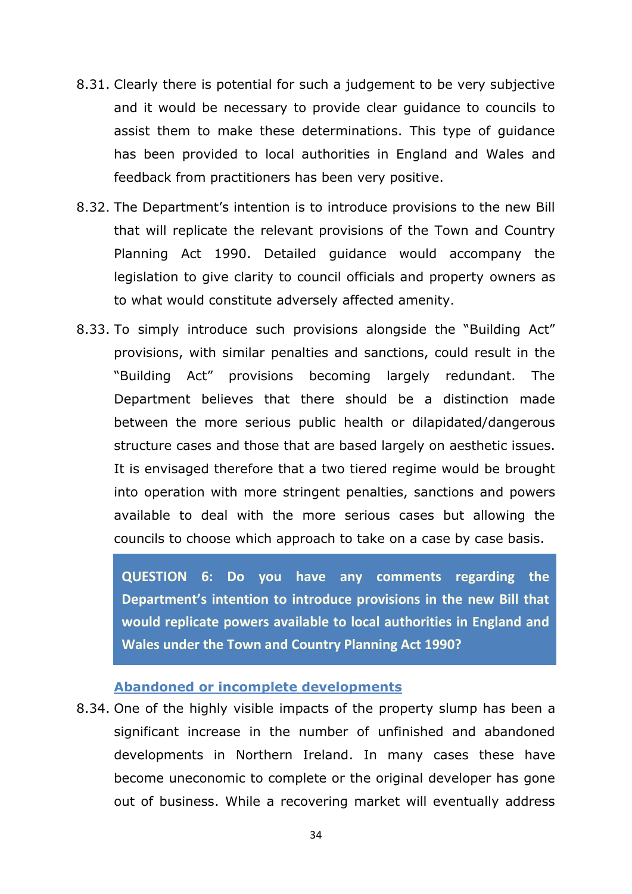8.31. Clearly there is potential for such a judgement to be very subjective and it would be necessary to provide clear guidance to councils to assist them to make these determinations. This type of guidance has been provided to local authorities in England and Wales and feedback from practitioners has been very positive.

8.32. The Department's intention is to introduce provisions to the new Bill that will replicate the relevant provisions of the Town and Country Planning Act 1990. Detailed guidance would accompany the legislation to give clarity to council officials and property owners as to what would constitute adversely affected amenity.

8.33. To simply introduce such provisions alongside the "Building Act" provisions, with similar penalties and sanctions, could result in the "Building Act" provisions becoming largely redundant. The Department believes that there should be a distinction made between the more serious public health or dilapidated/dangerous structure cases and those that are based largely on aesthetic issues. It is envisaged therefore that a two tiered regime would be brought into operation with more stringent penalties, sanctions and powers available to deal with the more serious cases but allowing the councils to choose which approach to take on a case by case basis.

> **QUESTION 6: Do you have any comments regarding the Department's intention to introduce provisions in the new Bill that would replicate powers available to local authorities in England and Wales under the Town and Country Planning Act 1990?**

### Abandoned or incomplete developments

8.34. One of the highly visible impacts of the property slump has been a significant increase in the number of unfinished and abandoned developments in Northern Ireland. In many cases these have become uneconomic to complete or the original developer has gone out of business. While a recovering market will eventually address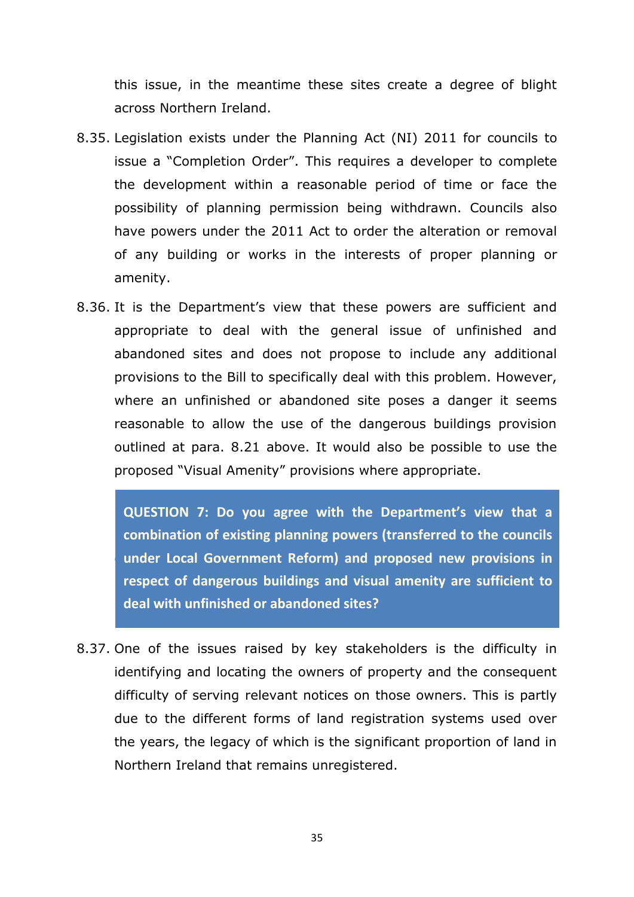this issue, in the meantime these sites create a degree of blight across Northern Ireland.

8.35. Legislation exists under the Planning Act (NI) 2011 for councils to issue a "Completion Order". This requires a developer to complete the development within a reasonable period of time or face the possibility of planning permission being withdrawn. Councils also have powers under the 2011 Act to order the alteration or removal of any building or works in the interests of proper planning or amenity.

8.36. It is the Department's view that these powers are sufficient and appropriate to deal with the general issue of unfinished and abandoned sites and does not propose to include any additional provisions to the Bill to specifically deal with this problem. However, where an unfinished or abandoned site poses a danger it seems reasonable to allow the use of the dangerous buildings provision outlined at para. 8.21 above. It would also be possible to use the proposed "Visual Amenity" provisions where appropriate.

> **QUESTION 7: Do you agree with the Department's view that a combination of existing planning powers (transferred to the councils under Local Government Reform) and proposed new provisions in respect of dangerous buildings and visual amenity are sufficient to deal with unfinished or abandoned sites?**

8.37. One of the issues raised by key stakeholders is the difficulty in identifying and locating the owners of property and the consequent difficulty of serving relevant notices on those owners. This is partly due to the different forms of land registration systems used over the years, the legacy of which is the significant proportion of land in Northern Ireland that remains unregistered.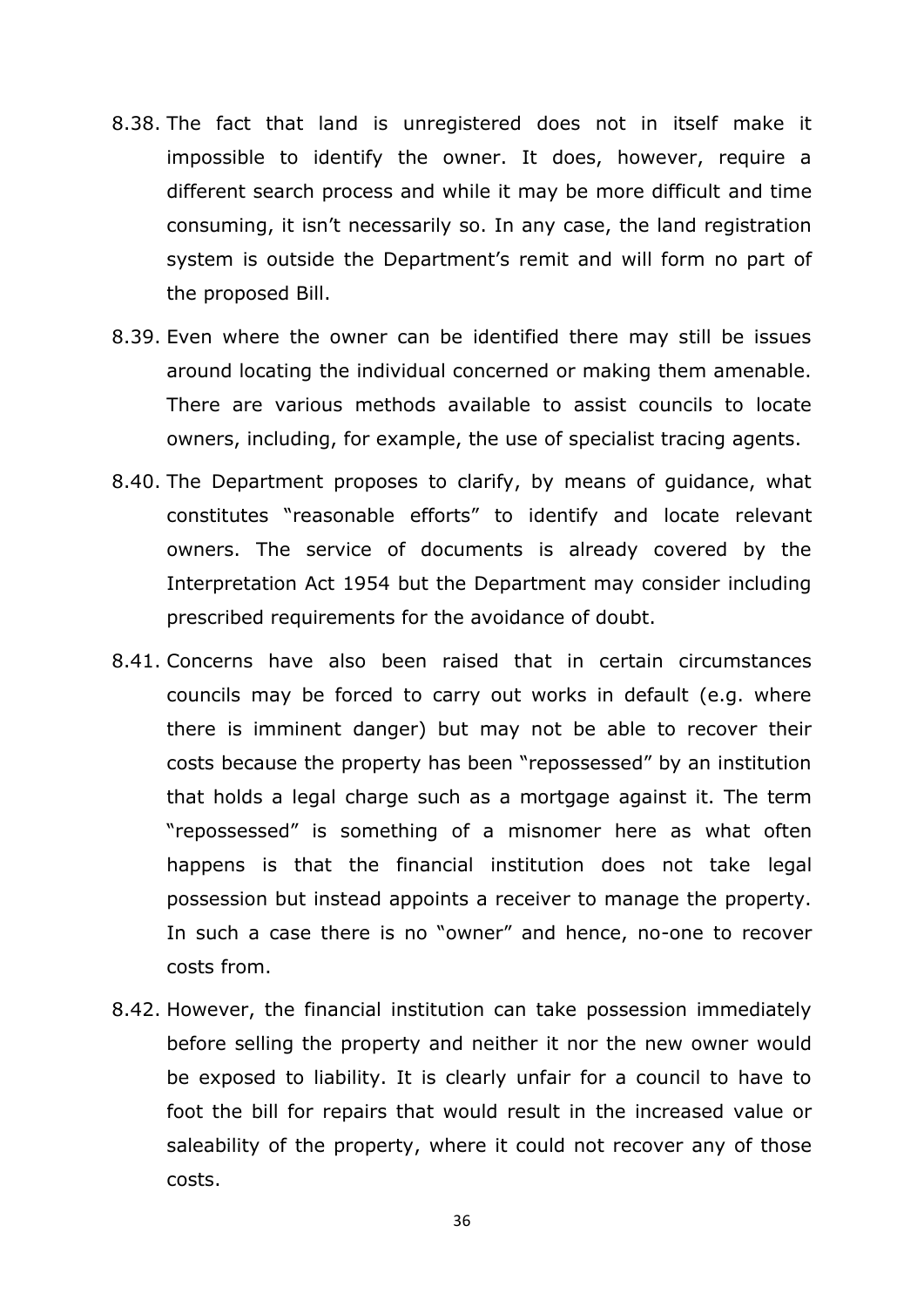8.38. The fact that land is unregistered does not in itself make it impossible to identify the owner. It does, however, require a different search process and while it may be more difficult and time consuming, it isn't necessarily so. In any case, the land registration system is outside the Department's remit and will form no part of the proposed Bill.

8.39. Even where the owner can be identified there may still be issues around locating the individual concerned or making them amenable. There are various methods available to assist councils to locate owners, including, for example, the use of specialist tracing agents.

8.40. The Department proposes to clarify, by means of guidance, what constitutes "reasonable efforts" to identify and locate relevant owners. The service of documents is already covered by the Interpretation Act 1954 but the Department may consider including prescribed requirements for the avoidance of doubt.

8.41. Concerns have also been raised that in certain circumstances councils may be forced to carry out works in default (e.g. where there is imminent danger) but may not be able to recover their costs because the property has been "repossessed" by an institution that holds a legal charge such as a mortgage against it. The term "repossessed" is something of a misnomer here as what often happens is that the financial institution does not take legal possession but instead appoints a receiver to manage the property. In such a case there is no "owner" and hence, no-one to recover costs from.

8.42. However, the financial institution can take possession immediately before selling the property and neither it nor the new owner would be exposed to liability. It is clearly unfair for a council to have to foot the bill for repairs that would result in the increased value or saleability of the property, where it could not recover any of those costs.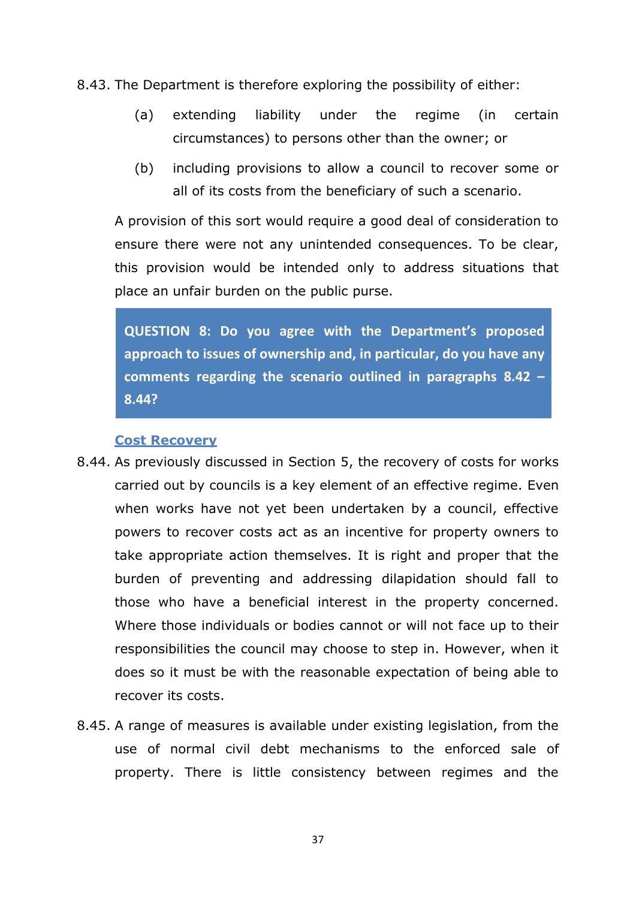8.43. The Department is therefore exploring the possibility of either:

(a) extending liability under the regime (in certain circumstances) to persons other than the owner; or

(b) including provisions to allow a council to recover some or all of its costs from the beneficiary of such a scenario.

A provision of this sort would require a good deal of consideration to ensure there were not any unintended consequences. To be clear, this provision would be intended only to address situations that place an unfair burden on the public purse.

> **QUESTION 8: Do you agree with the Department's proposed approach to issues of ownership and, in particular, do you have any comments regarding the scenario outlined in paragraphs 8.42 – 8.44?**

**Cost Recovery**

8.44. As previously discussed in Section 5, the recovery of costs for works carried out by councils is a key element of an effective regime. Even when works have not yet been undertaken by a council, effective powers to recover costs act as an incentive for property owners to take appropriate action themselves. It is right and proper that the burden of preventing and addressing dilapidation should fall to those who have a beneficial interest in the property concerned. Where those individuals or bodies cannot or will not face up to their responsibilities the council may choose to step in. However, when it does so it must be with the reasonable expectation of being able to recover its costs.

8.45. A range of measures is available under existing legislation, from the use of normal civil debt mechanisms to the enforced sale of property. There is little consistency between regimes and the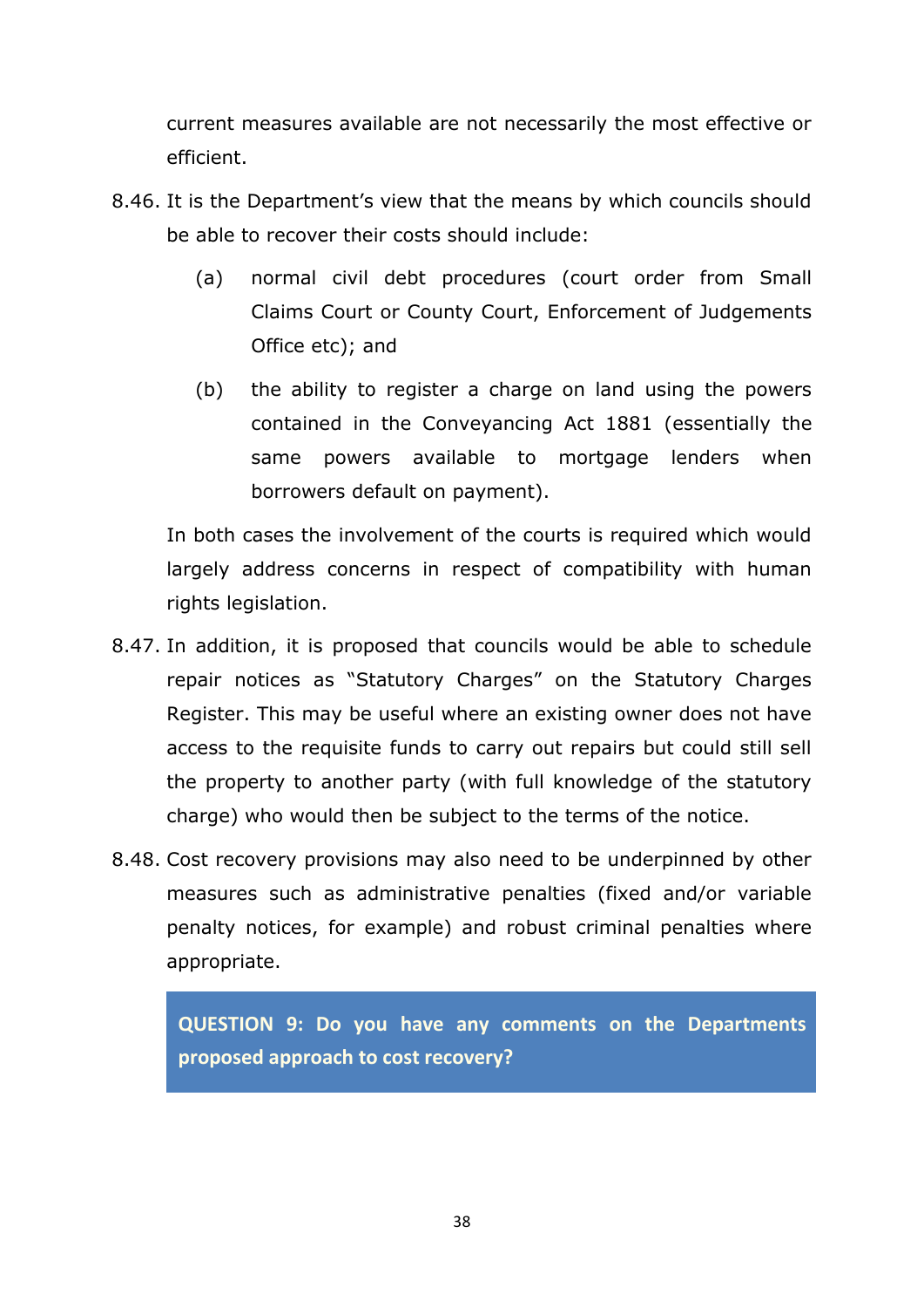current measures available are not necessarily the most effective or efficient.

8.46. It is the Department's view that the means by which councils should be able to recover their costs should include:

   (a) normal civil debt procedures (court order from Small Claims Court or County Court, Enforcement of Judgements Office etc); and

   (b) the ability to register a charge on land using the powers contained in the Conveyancing Act 1881 (essentially the same powers available to mortgage lenders when borrowers default on payment).

   In both cases the involvement of the courts is required which would largely address concerns in respect of compatibility with human rights legislation.

8.47. In addition, it is proposed that councils would be able to schedule repair notices as "Statutory Charges" on the Statutory Charges Register. This may be useful where an existing owner does not have access to the requisite funds to carry out repairs but could still sell the property to another party (with full knowledge of the statutory charge) who would then be subject to the terms of the notice.

8.48. Cost recovery provisions may also need to be underpinned by other measures such as administrative penalties (fixed and/or variable penalty notices, for example) and robust criminal penalties where appropriate.

**QUESTION 9: Do you have any comments on the Departments proposed approach to cost recovery?**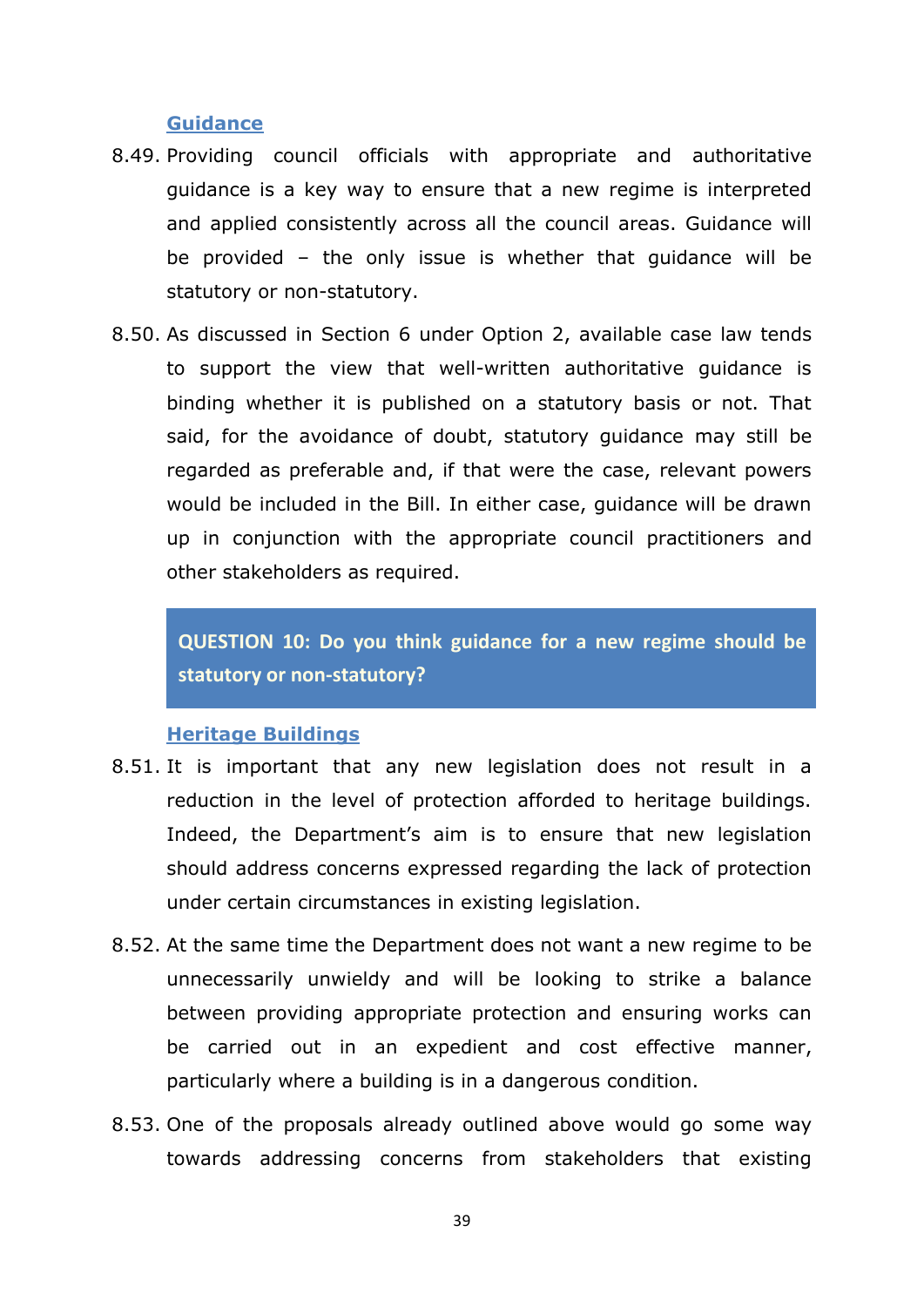### Guidance

8.49. Providing council officials with appropriate and authoritative guidance is a key way to ensure that a new regime is interpreted and applied consistently across all the council areas. Guidance will be provided – the only issue is whether that guidance will be statutory or non-statutory.

8.50. As discussed in Section 6 under Option 2, available case law tends to support the view that well-written authoritative guidance is binding whether it is published on a statutory basis or not. That said, for the avoidance of doubt, statutory guidance may still be regarded as preferable and, if that were the case, relevant powers would be included in the Bill. In either case, guidance will be drawn up in conjunction with the appropriate council practitioners and other stakeholders as required.

> **QUESTION 10: Do you think guidance for a new regime should be statutory or non-statutory?**

### Heritage Buildings

8.51. It is important that any new legislation does not result in a reduction in the level of protection afforded to heritage buildings. Indeed, the Department's aim is to ensure that new legislation should address concerns expressed regarding the lack of protection under certain circumstances in existing legislation.

8.52. At the same time the Department does not want a new regime to be unnecessarily unwieldy and will be looking to strike a balance between providing appropriate protection and ensuring works can be carried out in an expedient and cost effective manner, particularly where a building is in a dangerous condition.

8.53. One of the proposals already outlined above would go some way towards addressing concerns from stakeholders that existing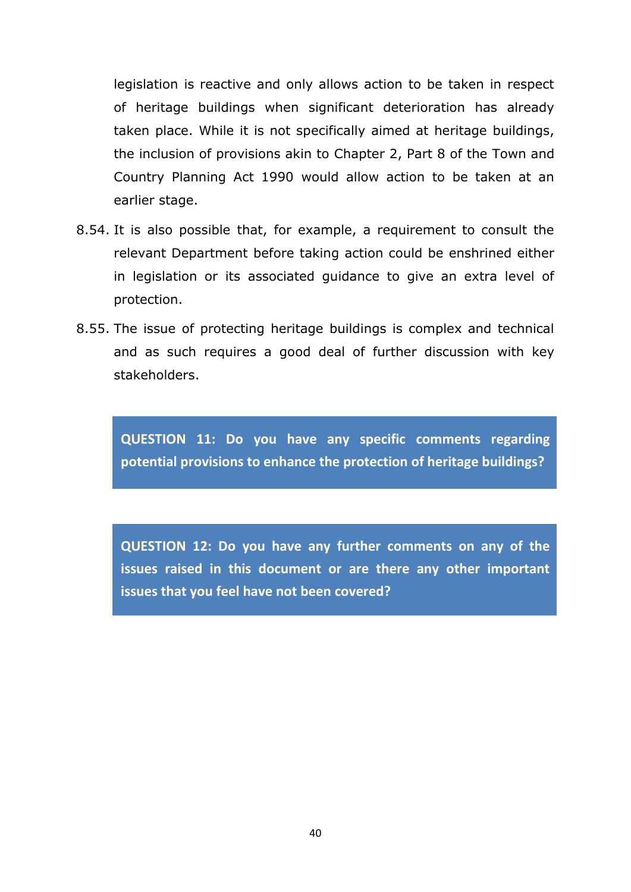legislation is reactive and only allows action to be taken in respect of heritage buildings when significant deterioration has already taken place. While it is not specifically aimed at heritage buildings, the inclusion of provisions akin to Chapter 2, Part 8 of the Town and Country Planning Act 1990 would allow action to be taken at an earlier stage.

8.54. It is also possible that, for example, a requirement to consult the relevant Department before taking action could be enshrined either in legislation or its associated guidance to give an extra level of protection.

8.55. The issue of protecting heritage buildings is complex and technical and as such requires a good deal of further discussion with key stakeholders.

**QUESTION 11: Do you have any specific comments regarding potential provisions to enhance the protection of heritage buildings?**

**QUESTION 12: Do you have any further comments on any of the issues raised in this document or are there any other important issues that you feel have not been covered?**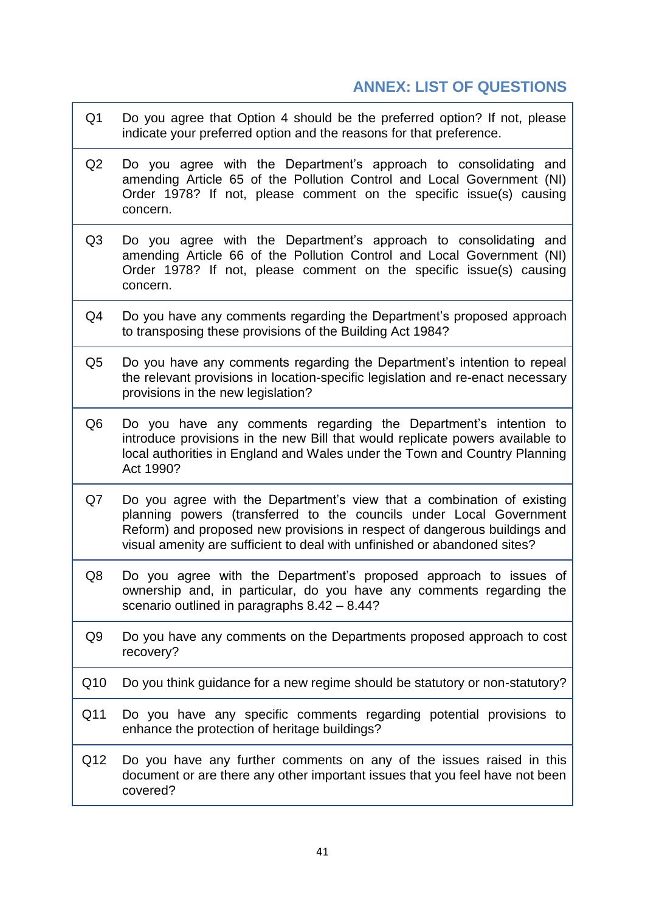## ANNEX: LIST OF QUESTIONS

| | |
|---|---|
| Q1 | Do you agree that Option 4 should be the preferred option? If not, please indicate your preferred option and the reasons for that preference. |
| Q2 | Do you agree with the Department's approach to consolidating and amending Article 65 of the Pollution Control and Local Government (NI) Order 1978? If not, please comment on the specific issue(s) causing concern. |
| Q3 | Do you agree with the Department's approach to consolidating and amending Article 66 of the Pollution Control and Local Government (NI) Order 1978? If not, please comment on the specific issue(s) causing concern. |
| Q4 | Do you have any comments regarding the Department's proposed approach to transposing these provisions of the Building Act 1984? |
| Q5 | Do you have any comments regarding the Department's intention to repeal the relevant provisions in location-specific legislation and re-enact necessary provisions in the new legislation? |
| Q6 | Do you have any comments regarding the Department's intention to introduce provisions in the new Bill that would replicate powers available to local authorities in England and Wales under the Town and Country Planning Act 1990? |
| Q7 | Do you agree with the Department's view that a combination of existing planning powers (transferred to the councils under Local Government Reform) and proposed new provisions in respect of dangerous buildings and visual amenity are sufficient to deal with unfinished or abandoned sites? |
| Q8 | Do you agree with the Department's proposed approach to issues of ownership and, in particular, do you have any comments regarding the scenario outlined in paragraphs 8.42 – 8.44? |
| Q9 | Do you have any comments on the Departments proposed approach to cost recovery? |
| Q10 | Do you think guidance for a new regime should be statutory or non-statutory? |
| Q11 | Do you have any specific comments regarding potential provisions to enhance the protection of heritage buildings? |
| Q12 | Do you have any further comments on any of the issues raised in this document or are there any other important issues that you feel have not been covered? |